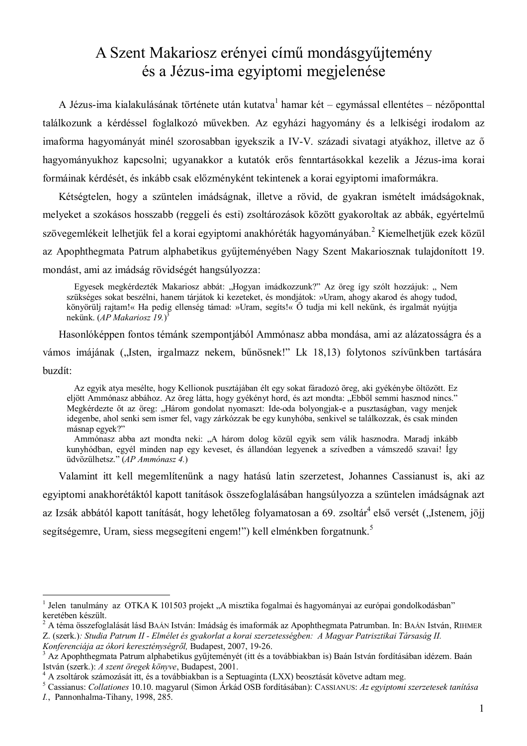# A Szent Makariosz erényei című mondásgyűjtemény és a Jézus-ima egyiptomi megjelenése

A Jézus-ima kialakulásának története után kutatva[1] hamar két – egymással ellentétes – nézőponttal találkozunk a kérdéssel foglalkozó művekben. Az egyházi hagyomány és a lelkiségi irodalom az imaforma hagyományát minél szorosabban igyekszik a IV-V. századi sivatagi atyákhoz, illetve az ő hagyományukhoz kapcsolni; ugyanakkor a kutatók erős fenntartásokkal kezelik a Jézus-ima korai formáinak kérdését, és inkább csak előzményként tekintenek a korai egyiptomi imaformákra.

Kétségtelen, hogy a szüntelen imádságnak, illetve a rövid, de gyakran ismételt imádságoknak, melyeket a szokásos hosszabb (reggeli és esti) zsoltározások között gyakoroltak az abbák, egyértelmű szövegemlékeit lelhetjük fel a korai egyiptomi anakhóréták hagyományában.[2] Kiemelhetjük ezek közül az Apophthegmata Patrum alphabetikus gyűjteményében Nagy Szent Makariosznak tulajdonított 19. mondást, ami az imádság rövidségét hangsúlyozza:

> Egyesek megkérdezték Makariosz abbát: „Hogyan imádkozzunk?" Az öreg így szólt hozzájuk: „ Nem szükséges sokat beszélni, hanem tárjátok ki kezeteket, és mondjátok: »Uram, ahogy akarod és ahogy tudod, könyörülj rajtam!« Ha pedig ellenség támad: »Uram, segíts!« Ő tudja mi kell nekünk, és irgalmát nyújtja nekünk. (*AP Makariosz 19.*)[3]

Hasonlóképpen fontos témánk szempontjából Ammónasz abba mondása, ami az alázatosságra és a vámos imájának („Isten, irgalmazz nekem, bűnösnek!" Lk 18,13) folytonos szívünkben tartására buzdít:

> Az egyik atya mesélte, hogy Kellionok pusztájában élt egy sokat fáradozó öreg, aki gyékénybe öltözött. Ez eljött Ammónasz abbához. Az öreg látta, hogy gyékényt hord, és azt mondta: „Ebből semmi hasznod nincs." Megkérdezte őt az öreg: „Három gondolat nyomaszt: Ide-oda bolyongjak-e a pusztaságban, vagy menjek idegenbe, ahol senki sem ismer fel, vagy zárkózzak be egy kunyhóba, senkivel se találkozzak, és csak minden másnap egyek?"
>
> Ammónasz abba azt mondta neki: „A három dolog közül egyik sem válik hasznodra. Maradj inkább kunyhódban, egyél minden nap egy keveset, és állandóan legyenek a szívedben a vámszedő szavai! Így üdvözülhetsz." (*AP Ammónasz 4.*)

Valamint itt kell megemlítenünk a nagy hatású latin szerzetest, Johannes Cassianust is, aki az egyiptomi anakhorétáktól kapott tanítások összefoglalásában hangsúlyozza a szüntelen imádságnak azt az Izsák abbától kapott tanítását, hogy lehetőleg folyamatosan a 69. zsoltár[4] első versét („Istenem, jöjj segítségemre, Uram, siess megsegíteni engem!") kell elménkben forgatnunk.[5]

---

[1] Jelen tanulmány az OTKA K 101503 projekt „A misztika fogalmai és hagyományai az európai gondolkodásban" keretében készült.

[2] A téma összefoglalását lásd BAÁN István: Imádság és imaformák az Apophthegmata Patrumban. In: BAÁN István, RIHMER Z. (szerk.)*: Studia Patrum II - Elmélet és gyakorlat a korai szerzetességben: A Magyar Patrisztikai Társaság II. Konferenciája az ókori kereszténységről,* Budapest, 2007, 19-26.

[3] Az Apophthegmata Patrum alphabetikus gyűjteményét (itt és a továbbiakban is) Baán István fordításában idézem. Baán István (szerk.): *A szent öregek könyve*, Budapest, 2001.

[4] A zsoltárok számozását itt, és a továbbiakban is a Septuaginta (LXX) beosztását követve adtam meg.

[5] Cassianus: *Collationes* 10.10. magyarul (Simon Árkád OSB fordításában): CASSIANUS: *Az egyiptomi szerzetesek tanítása I.*, Pannonhalma-Tihany, 1998, 285.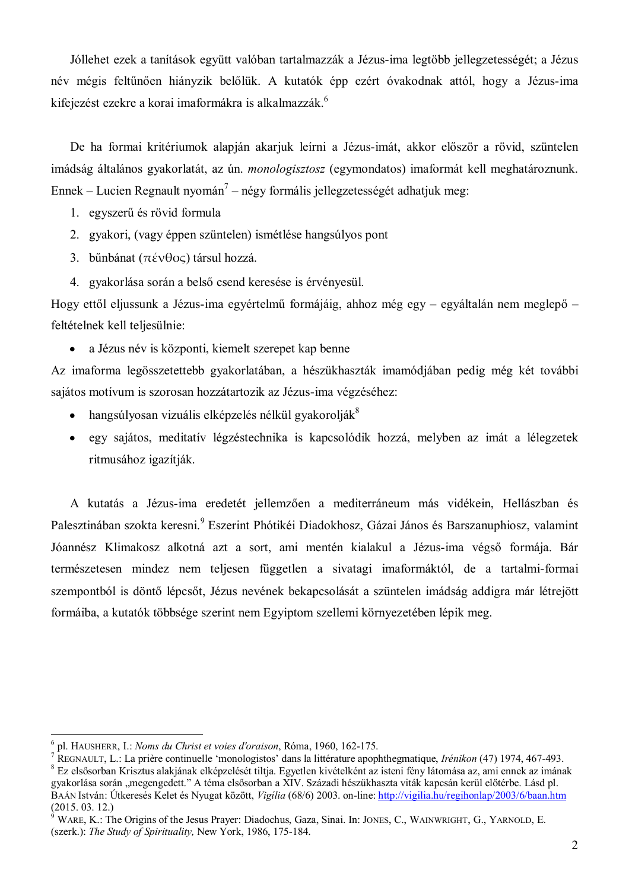Jóllehet ezek a tanítások együtt valóban tartalmazzák a Jézus-ima legtöbb jellegzetességét; a Jézus név mégis feltűnően hiányzik belőlük. A kutatók épp ezért óvakodnak attól, hogy a Jézus-ima kifejezést ezekre a korai imaformákra is alkalmazzák.[6]

De ha formai kritériumok alapján akarjuk leírni a Jézus-imát, akkor először a rövid, szüntelen imádság általános gyakorlatát, az ún. *monologisztosz* (egymondatos) imaformát kell meghatároznunk. Ennek – Lucien Regnault nyomán[7] – négy formális jellegzetességét adhatjuk meg:

1. egyszerű és rövid formula
2. gyakori, (vagy éppen szüntelen) ismétlése hangsúlyos pont
3. bűnbánat (πένθος) társul hozzá.
4. gyakorlása során a belső csend keresése is érvényesül.

Hogy ettől eljussunk a Jézus-ima egyértelmű formájáig, ahhoz még egy – egyáltalán nem meglepő – feltételnek kell teljesülnie:

- a Jézus név is központi, kiemelt szerepet kap benne

Az imaforma legösszetettebb gyakorlatában, a hészükhaszták imamódjában pedig még két további sajátos motívum is szorosan hozzátartozik az Jézus-ima végzéséhez:

- hangsúlyosan vizuális elképzelés nélkül gyakorolják[8]
- egy sajátos, meditatív légzéstechnika is kapcsolódik hozzá, melyben az imát a lélegzetek ritmusához igazítják.

A kutatás a Jézus-ima eredetét jellemzően a mediterráneum más vidékein, Hellászban és Palesztinában szokta keresni.[9] Eszerint Phótikéi Diadokhosz, Gázai János és Barszanuphiosz, valamint Jóannész Klimakosz alkotná azt a sort, ami mentén kialakul a Jézus-ima végső formája. Bár természetesen mindez nem teljesen független a sivatagi imaformáktól, de a tartalmi-formai szempontból is döntő lépcsőt, Jézus nevének bekapcsolását a szüntelen imádság addigra már létrejött formáiba, a kutatók többsége szerint nem Egyiptom szellemi környezetében lépik meg.

---

[6] pl. HAUSHERR, I.: *Noms du Christ et voies d'oraison*, Róma, 1960, 162-175.

[7] REGNAULT, L.: La prière continuelle 'monologistos' dans la littérature apophthegmatique, *Irénikon* (47) 1974, 467-493.

[8] Ez elsősorban Krisztus alakjának elképzelését tiltja. Egyetlen kivételként az isteni fény látomása az, ami ennek az imának gyakorlása során „megengedett." A téma elsősorban a XIV. Századi hészükhaszta viták kapcsán kerül előtérbe. Lásd pl. BAÁN István: Útkeresés Kelet és Nyugat között, *Vigília* (68/6) 2003. on-line: http://vigilia.hu/regihonlap/2003/6/baan.htm (2015. 03. 12.)

[9] WARE, K.: The Origins of the Jesus Prayer: Diadochus, Gaza, Sinai. In: JONES, C., WAINWRIGHT, G., YARNOLD, E. (szerk.): *The Study of Spirituality,* New York, 1986, 175-184.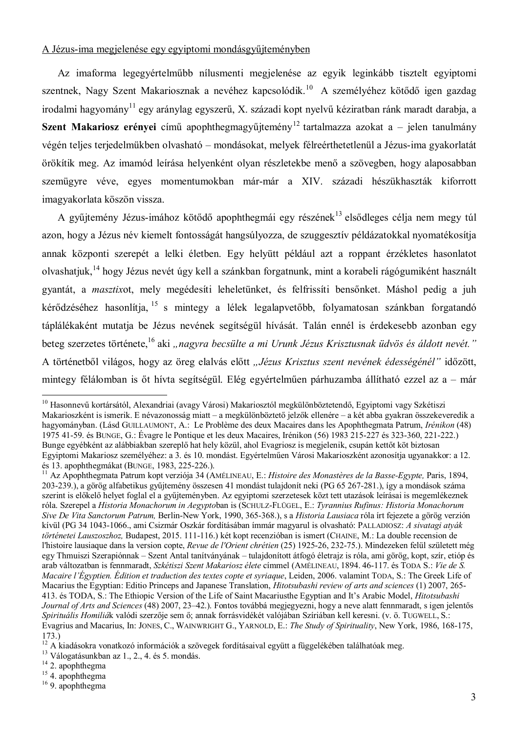A Jézus-ima megjelenése egy egyiptomi mondásgyűjteményben

Az imaforma legegyértelműbb nílusmenti megjelenése az egyik leginkább tisztelt egyiptomi szentnek, Nagy Szent Makariosznak a nevéhez kapcsolódik.[10] A személyéhez kötődő igen gazdag irodalmi hagyomány[11] egy aránylag egyszerű, X. századi kopt nyelvű kéziratban ránk maradt darabja, a **Szent Makariosz erényei** című apophthegmagyűjtemény[12] tartalmazza azokat a – jelen tanulmány végén teljes terjedelmükben olvasható – mondásokat, melyek félreérthetetlenül a Jézus-ima gyakorlatát örökítik meg. Az imamód leírása helyenként olyan részletekbe menő a szövegben, hogy alaposabban szemügyre véve, egyes momentumokban már-már a XIV. századi hészükhaszták kiforrott imagyakorlata köszön vissza.

A gyűjtemény Jézus-imához kötődő apophthegmái egy részének[13] elsődleges célja nem megy túl azon, hogy a Jézus név kiemelt fontosságát hangsúlyozza, de szuggesztív példázatokkal nyomatékosítja annak központi szerepét a lelki életben. Egy helyütt például azt a roppant érzékletes hasonlatot olvashatjuk,[14] hogy Jézus nevét úgy kell a szánkban forgatnunk, mint a korabeli rágógumiként használt gyantát, a *masztix*ot, mely megédesíti leheletünket, és felfrissíti bensőnket. Máshol pedig a juh kérődzéséhez hasonlítja,[15] s mintegy a lélek legalapvetőbb, folyamatosan szánkban forgatandó táplálékaként mutatja be Jézus nevének segítségül hívását. Talán ennél is érdekesebb azonban egy beteg szerzetes története,[16] aki *„nagyra becsülte a mi Urunk Jézus Krisztusnak üdvös és áldott nevét."* A történetből világos, hogy az öreg elalvás előtt *„Jézus Krisztus szent nevének édességénél"* időzött, mintegy félálomban is őt hívta segítségül. Elég egyértelműen párhuzamba állítható ezzel az a – már

---

[10] Hasonnevű kortársától, Alexandriai (avagy Városi) Makarioszótól megkülönböztetendő, Egyiptomi vagy Szkétiszi Makarioszként is ismerik. E névazonosság miatt – a megkülönböztető jelzők ellenére – a két abba gyakran összekeveredik a hagyományban. (Lásd GUILLAUMONT, A.: Le Problème des deux Macaires dans les Apophthegmata Patrum, *Irénikon* (48) 1975 41-59. és BUNGE, G.: Évagre le Pontique et les deux Macaires, Irénikon (56) 1983 215-227 és 323-360, 221-222.) Bunge egyébként az alábbiakban szereplő hat hely közül, ahol Evagriosz is megjelenik, csupán kettőt köt biztosan Egyiptomi Makariosz személyéhez: a 3. és 10. mondást. Egyértelműen Városi Makarioszként azonosítja ugyanakkor: a 12. és 13. apophthegmákat (BUNGE, 1983, 225-226.).

[11] Az Apophthegmata Patrum kopt verziója 34 (AMÉLINEAU, E.: *Histoire des Monastères de la Basse-Egypte,* Paris, 1894, 203-239.), a görög alfabetikus gyűjtemény összesen 41 mondást tulajdonít neki (PG 65 267-281.), így a mondások száma szerint is előkelő helyet foglal el a gyűjteményben. Az egyiptomi szerzetesek közt tett utazások leírásai is megemlékeznek róla. Szerepel a *Historia Monachorum in Aegypto*ban is (SCHULZ-FLÜGEL, E.: *Tyrannius Rufinus: Historia Monachorum Sive De Vita Sanctorum Patrum,* Berlin-New York, 1990, 365-368.), s a *Historia Lausiaca* róla írt fejezete a görög verzión kívül (PG 34 1043-1066., ami Csizmár Oszkár fordításában immár magyarul is olvasható: PALLADIOSZ: *A sivatagi atyák történetei Lauszoszhoz,* Budapest, 2015. 111-116.) két kopt recenzióban is ismert (CHAINE, M.: La double recension de l'histoire lausiaque dans la version copte, *Revue de l'Orient chrétien* (25) 1925-26, 232-75.). Mindezeken felül született még egy Thmuiszi Szerapiónnak – Szent Antal tanítványának – tulajdonított átfogó életrajz is róla, ami görög, kopt, szír, etióp és arab változatban is fennmaradt, *Szkétiszi Szent Makariosz élete* címmel (AMÉLINEAU, 1894. 46-117. és TODA S.: *Vie de S. Macaire l'Égyptien. Édition et traduction des textes copte et syriaque*, Leiden, 2006. valamint TODA, S.: The Greek Life of Macarius the Egyptian: Editio Princeps and Japanese Translation, *Hitotsubashi review of arts and sciences* (1) 2007, 265-413. és TODA, S.: The Ethiopic Version of the Life of Saint Macariusthe Egyptian and It's Arabic Model, *Hitotsubashi Journal of Arts and Sciences* (48) 2007, 23–42.). Fontos továbbá megjegyezni, hogy a neve alatt fennmaradt, s igen jelentős *Spirituális Homiliá*k valódi szerzője sem ő; annak forrásvidékét valójában Szíriában kell keresni. (v. ö. TUGWELL, S.: Evagrius and Macarius, In: JONES, C., WAINWRIGHT G., YARNOLD, E.: *The Study of Spirituality*, New York, 1986, 168-175, 173.)

[12] A kiadásokra vonatkozó információk a szövegek fordításaival együtt a függelékében találhatóak meg.

[13] Válogatásunkban az 1., 2., 4. és 5. mondás.

[14] 2. apophthegma

[15] 4. apophthegma

[16] 9. apophthegma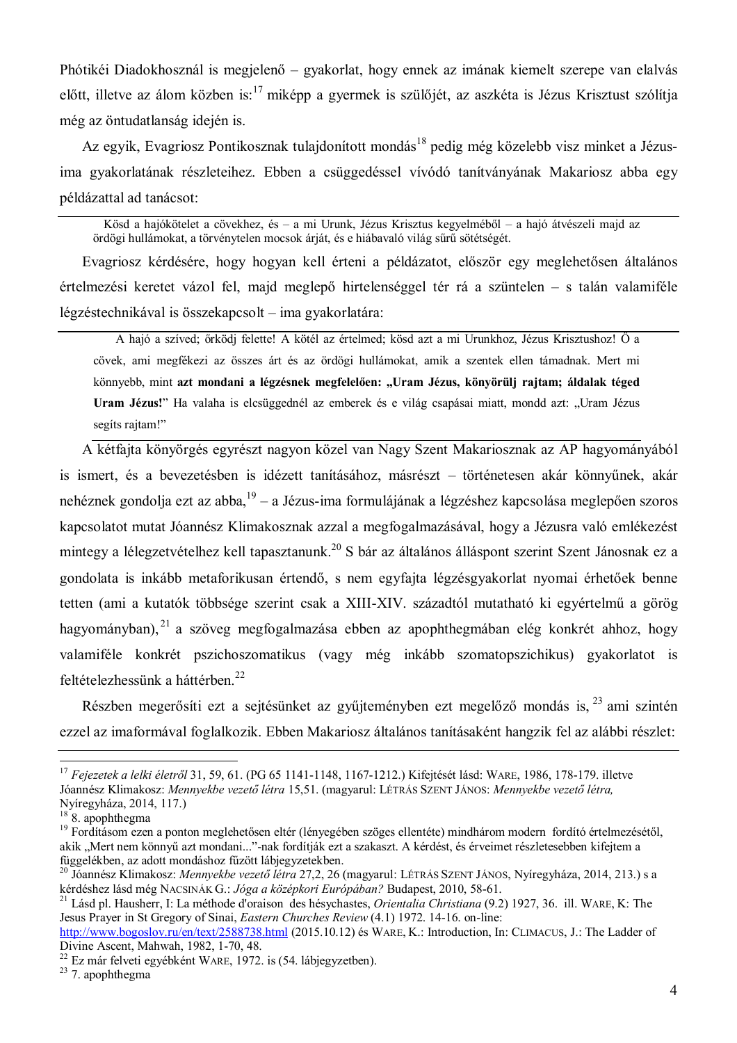Phótikéi Diadokhosznál is megjelenő – gyakorlat, hogy ennek az imának kiemelt szerepe van elalvás előtt, illetve az álom közben is:[17] miképp a gyermek is szülőjét, az aszkéta is Jézus Krisztust szólítja még az öntudatlanság idején is.

Az egyik, Evagriosz Pontikosznak tulajdonított mondás[18] pedig még közelebb visz minket a Jézus-ima gyakorlatának részleteihez. Ebben a csüggedéssel vívódó tanítványának Makariosz abba egy példázattal ad tanácsot:

> Kösd a hajókötelet a cövekhez, és – a mi Urunk, Jézus Krisztus kegyelméből – a hajó átvészeli majd az ördögi hullámokat, a törvénytelen mocsok árját, és e hiábavaló világ sűrű sötétségét.

Evagriosz kérdésére, hogy hogyan kell érteni a példázatot, először egy meglehetősen általános értelmezési keretet vázol fel, majd meglepő hirtelenséggel tér rá a szüntelen – s talán valamiféle légzéstechnikával is összekapcsolt – ima gyakorlatára:

> A hajó a szíved; őrködj felette! A kötél az értelmed; kösd azt a mi Urunkhoz, Jézus Krisztushoz! Ő a cövek, ami megfékezi az összes árt és az ördögi hullámokat, amik a szentek ellen támadnak. Mert mi könnyebb, mint **azt mondani a légzésnek megfelelően: „Uram Jézus, könyörülj rajtam; áldalak téged Uram Jézus!**" Ha valaha is elcsüggednél az emberek és e világ csapásai miatt, mondd azt: „Uram Jézus segíts rajtam!"

A kétfajta könyörgés egyrészt nagyon közel van Nagy Szent Makariosznak az AP hagyományából is ismert, és a bevezetésben is idézett tanításához, másrészt – történetesen akár könnyűnek, akár nehéznek gondolja ezt az abba,[19] – a Jézus-ima formulájának a légzéshez kapcsolása meglepően szoros kapcsolatot mutat Jóannész Klimakosznak azzal a megfogalmazásával, hogy a Jézusra való emlékezést mintegy a lélegzetvételhez kell tapasztanunk.[20] S bár az általános álláspont szerint Szent Jánosnak ez a gondolata is inkább metaforikusan értendő, s nem egyfajta légzésgyakorlat nyomai érhetőek benne tetten (ami a kutatók többsége szerint csak a XIII-XIV. századtól mutatható ki egyértelmű a görög hagyományban),[21] a szöveg megfogalmazása ebben az apophthegmában elég konkrét ahhoz, hogy valamiféle konkrét pszichoszomatikus (vagy még inkább szomatopszichikus) gyakorlatot is feltételezhessünk a háttérben.[22]

Részben megerősíti ezt a sejtésünket az gyűjteményben ezt megelőző mondás is,[23] ami szintén ezzel az imaformával foglalkozik. Ebben Makariosz általános tanításaként hangzik fel az alábbi részlet:

---

[17] *Fejezetek a lelki életről* 31, 59, 61. (PG 65 1141-1148, 1167-1212.) Kifejtését lásd: Ware, 1986, 178-179. illetve Jóannész Klimakosz: *Mennyekbe vezető létra* 15,51. (magyarul: Létrás Szent János: *Mennyekbe vezető létra,* Nyíregyháza, 2014, 117.)

[18] 8. apophthegma

[19] Fordításom ezen a ponton meglehetősen eltér (lényegében szöges ellentéte) mindhárom modern fordító értelmezésétől, akik „Mert nem könnyű azt mondani..."-nak fordítják ezt a szakaszt. A kérdést, és érveimet részletesebben kifejtem a függelékben, az adott mondáshoz fűzött lábjegyzetekben.

[20] Jóannész Klimakosz: *Mennyekbe vezető létra* 27,2, 26 (magyarul: Létrás Szent János, Nyíregyháza, 2014, 213.) s a kérdéshez lásd még Nacsinák G.: *Jóga a középkori Európában?* Budapest, 2010, 58-61.

[21] Lásd pl. Hausherr, I: La méthode d'oraison des hésychastes, *Orientalia Christiana* (9.2) 1927, 36. ill. Ware, K: The Jesus Prayer in St Gregory of Sinai, *Eastern Churches Review* (4.1) 1972. 14-16. on-line: http://www.bogoslov.ru/en/text/2588738.html (2015.10.12) és Ware, K.: Introduction, In: Climacus, J.: The Ladder of Divine Ascent, Mahwah, 1982, 1-70, 48.

[22] Ez már felveti egyébként Ware, 1972. is (54. lábjegyzetben).

[23] 7. apophthegma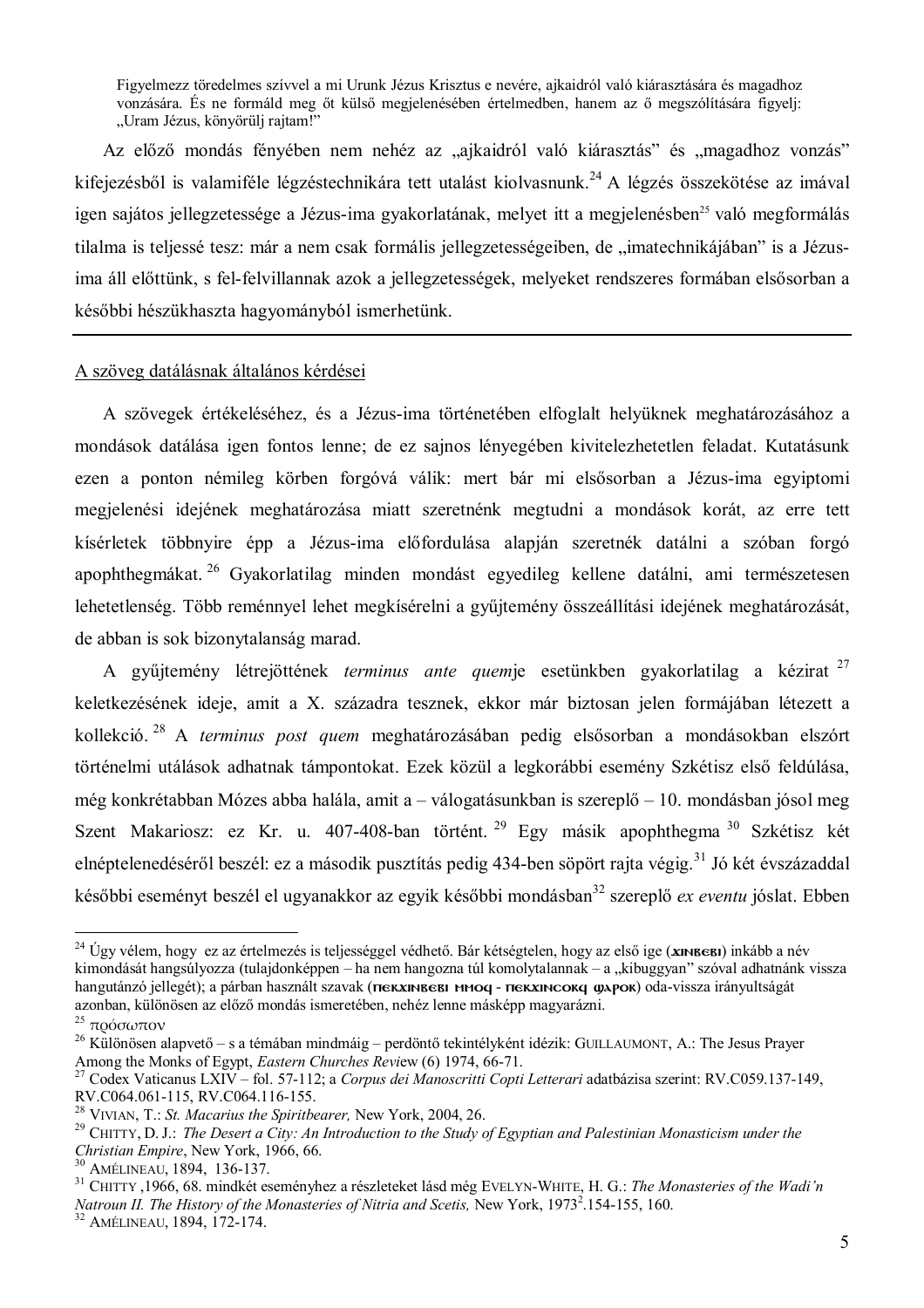> Figyelmezz töredelmes szívvel a mi Urunk Jézus Krisztus e nevére, ajkaidról való kiárasztására és magadhoz vonzására. És ne formáld meg őt külső megjelenésében értelmedben, hanem az ő megszólítására figyelj: „Uram Jézus, könyörülj rajtam!"

Az előző mondás fényében nem nehéz az „ajkaidról való kiárasztás" és „magadhoz vonzás" kifejezésből is valamiféle légzéstechnikára tett utalást kiolvasnunk.[24] A légzés összekötése az imával igen sajátos jellegzetessége a Jézus-ima gyakorlatának, melyet itt a megjelenésben[25] való megformálás tilalma is teljessé tesz: már a nem csak formális jellegzetességeiben, de „imatechnikájában" is a Jézus-ima áll előttünk, s fel-felvillannak azok a jellegzetességek, melyeket rendszeres formában elsősorban a későbbi hészükhaszta hagyományból ismerhetünk.

---

## A szöveg datálásnak általános kérdései

A szövegek értékeléséhez, és a Jézus-ima történetében elfoglalt helyüknek meghatározásához a mondások datálása igen fontos lenne; de ez sajnos lényegében kivitelezhetetlen feladat. Kutatásunk ezen a ponton némileg körben forgóvá válik: mert bár mi elsősorban a Jézus-ima egyiptomi megjelenési idejének meghatározása miatt szeretnénk megtudni a mondások korát, az erre tett kísérletek többnyire épp a Jézus-ima előfordulása alapján szeretnék datálni a szóban forgó apophthegmákat.[26] Gyakorlatilag minden mondást egyedileg kellene datálni, ami természetesen lehetetlenség. Több reménnyel lehet megkísérelni a gyűjtemény összeállítási idejének meghatározását, de abban is sok bizonytalanság marad.

A gyűjtemény létrejöttének *terminus ante quem*je esetünkben gyakorlatilag a kézirat[27] keletkezésének ideje, amit a X. századra tesznek, ekkor már biztosan jelen formájában létezett a kollekció.[28] A *terminus post quem* meghatározásában pedig elsősorban a mondásokban elszórt történelmi utálások adhatnak támpontokat. Ezek közül a legkorábbi esemény Szkétisz első feldúlása, még konkrétabban Mózes abba halála, amit a – válogatásunkban is szereplő – 10. mondásban jósol meg Szent Makariosz: ez Kr. u. 407-408-ban történt.[29] Egy másik apophthegma[30] Szkétisz két elnéptelenedéséről beszél: ez a második pusztítás pedig 434-ben söpört rajta végig.[31] Jó két évszázaddal későbbi eseményt beszél el ugyanakkor az egyik későbbi mondásban[32] szereplő *ex eventu* jóslat. Ebben

---

[24] Úgy vélem, hogy ez az értelmezés is teljességgel védhető. Bár kétségtelen, hogy az első ige (ϫⲓⲛⲃⲉⲃⲓ) inkább a név kimondását hangsúlyozza (tulajdonképpen – ha nem hangozna túl komolytalannak – a „kibuggyan" szóval adhatnánk vissza hangutánzó jellegét); a párban használt szavak (ⲡⲉⲕϫⲓⲛⲃⲉⲃⲓ ⲙⲙⲟϥ - ⲡⲉⲕϫⲓⲛⲥⲟⲕϥ ϣⲁⲣⲟⲕ) oda-vissza irányultságát azonban, különösen az előző mondás ismeretében, nehéz lenne másképp magyarázni.

[25] πρόσωπον

[26] Különösen alapvető – s a témában mindmáig – perdöntő tekintélyként idézik: GUILLAUMONT, A.: The Jesus Prayer Among the Monks of Egypt, *Eastern Churches Review* (6) 1974, 66-71.

[27] Codex Vaticanus LXIV – fol. 57-112; a *Corpus dei Manoscritti Copti Letterari* adatbázisa szerint: RV.C059.137-149, RV.C064.061-115, RV.C064.116-155.

[28] VIVIAN, T.: *St. Macarius the Spiritbearer,* New York, 2004, 26.

[29] CHITTY, D. J.: *The Desert a City: An Introduction to the Study of Egyptian and Palestinian Monasticism under the Christian Empire*, New York, 1966, 66.

[30] AMÉLINEAU, 1894, 136-137.

[31] CHITTY ,1966, 68. mindkét eseményhez a részleteket lásd még EVELYN-WHITE, H. G.: *The Monasteries of the Wadi'n Natroun II. The History of the Monasteries of Nitria and Scetis,* New York, 1973$^2$.154-155, 160.

[32] AMÉLINEAU, 1894, 172-174.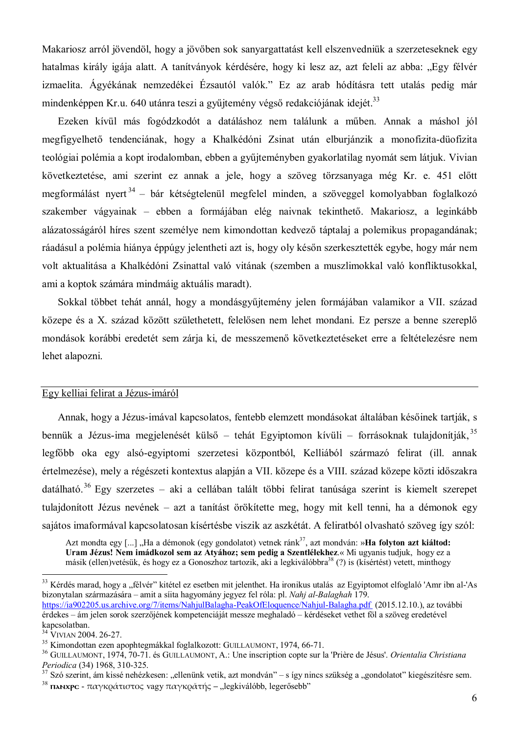Makariosz arról jövendöl, hogy a jövőben sok sanyargattatást kell elszenvedniük a szerzeteseknek egy hatalmas király igája alatt. A tanítványok kérdésére, hogy ki lesz az, azt feleli az abba: „Egy félvér izmaelita. Ágyékának nemzedékei Ézsautól valók." Ez az arab hódításra tett utalás pedig már mindenképpen Kr.u. 640 utánra teszi a gyűjtemény végső redakciójának idejét.[33]

Ezeken kívül más fogódzkodót a datáláshoz nem találunk a műben. Annak a máshol jól megfigyelhető tendenciának, hogy a Khalkédóni Zsinat után elburjánzik a monofizita-düofizita teológiai polémia a kopt irodalomban, ebben a gyűjteményben gyakorlatilag nyomát sem látjuk. Vivian következtetése, ami szerint ez annak a jele, hogy a szöveg törzsanyaga még Kr. e. 451 előtt megformálást nyert[34] – bár kétségtelenül megfelel minden, a szöveggel komolyabban foglalkozó szakember vágyainak – ebben a formájában elég naivnak tekinthető. Makariosz, a leginkább alázatosságáról híres szent személye nem kimondottan kedvező táptalaj a polemikus propagandának; ráadásul a polémia hiánya éppúgy jelentheti azt is, hogy oly későn szerkesztették egybe, hogy már nem volt aktualitása a Khalkédóni Zsinattal való vitának (szemben a muszlimokkal való konfliktusokkal, ami a koptok számára mindmáig aktuális maradt).

Sokkal többet tehát annál, hogy a mondásgyűjtemény jelen formájában valamikor a VII. század közepe és a X. század között születhetett, felelősen nem lehet mondani. Ez persze a benne szereplő mondások korábbi eredetét sem zárja ki, de messzemenő következtetéseket erre a feltételezésre nem lehet alapozni.

## Egy kelliai felirat a Jézus-imáról

Annak, hogy a Jézus-imával kapcsolatos, fentebb elemzett mondásokat általában későinek tartják, s bennük a Jézus-ima megjelenését külső – tehát Egyiptomon kívüli – forrásoknak tulajdonítják,[35] legfőbb oka egy alsó-egyiptomi szerzetesi központból, Kelliából származó felirat (ill. annak értelmezése), mely a régészeti kontextus alapján a VII. közepe és a VIII. század közepe közti időszakra datálható.[36] Egy szerzetes – aki a cellában talált többi felirat tanúsága szerint is kiemelt szerepet tulajdonított Jézus nevének – azt a tanítást örökítette meg, hogy mit kell tenni, ha a démonok egy sajátos imaformával kapcsolatosan kísértésbe viszik az aszkétát. A feliratból olvasható szöveg így szól:

> Azt mondta egy [...] „Ha a démonok (egy gondolatot) vetnek ránk[37], azt mondván: »**Ha folyton azt kiáltod: Uram Jézus! Nem imádkozol sem az Atyához; sem pedig a Szentlélekhez**.« Mi ugyanis tudjuk, hogy ez a másik (ellen)vetésük, és hogy ez a Gonoszhoz tartozik, aki a legkiválóbbra[38] (?) is (kísértést) vetett, minthogy

---

[33] Kérdés marad, hogy a „félvér" kitétel ez esetben mit jelenthet. Ha ironikus utalás az Egyiptomot elfoglaló 'Amr ibn al-'As bizonytalan származására – amit a síita hagyomány jegyez fel róla: pl. *Nahj al-Balaghah* 179. https://ia902205.us.archive.org/7/items/NahjulBalagha-PeakOfEloquence/Nahjul-Balagha.pdf (2015.12.10.), az további érdekes – ám jelen sorok szerzőjének kompetenciáját messze meghaladó – kérdéseket vethet föl a szöveg eredetével kapcsolatban.

[34] VIVIAN 2004. 26-27.

[35] Kimondottan ezen apophtegmákkal foglalkozott: GUILLAUMONT, 1974, 66-71.

[36] GUILLAUMONT, 1974, 70-71. és GUILLAUMONT, A.: Une inscription copte sur la 'Prière de Jésus'. *Orientalia Christiana Periodica* (34) 1968, 310-325.

[37] Szó szerint, ám kissé nehézkesen: „ellenünk vetik, azt mondván" – s így nincs szükség a „gondolatot" kiegészítésre sem.

[38] ⲡⲁⲛⲭⲣⲥ - παγκράτιστος vagy παγκρᾰτής – „legkiválóbb, legerősebb"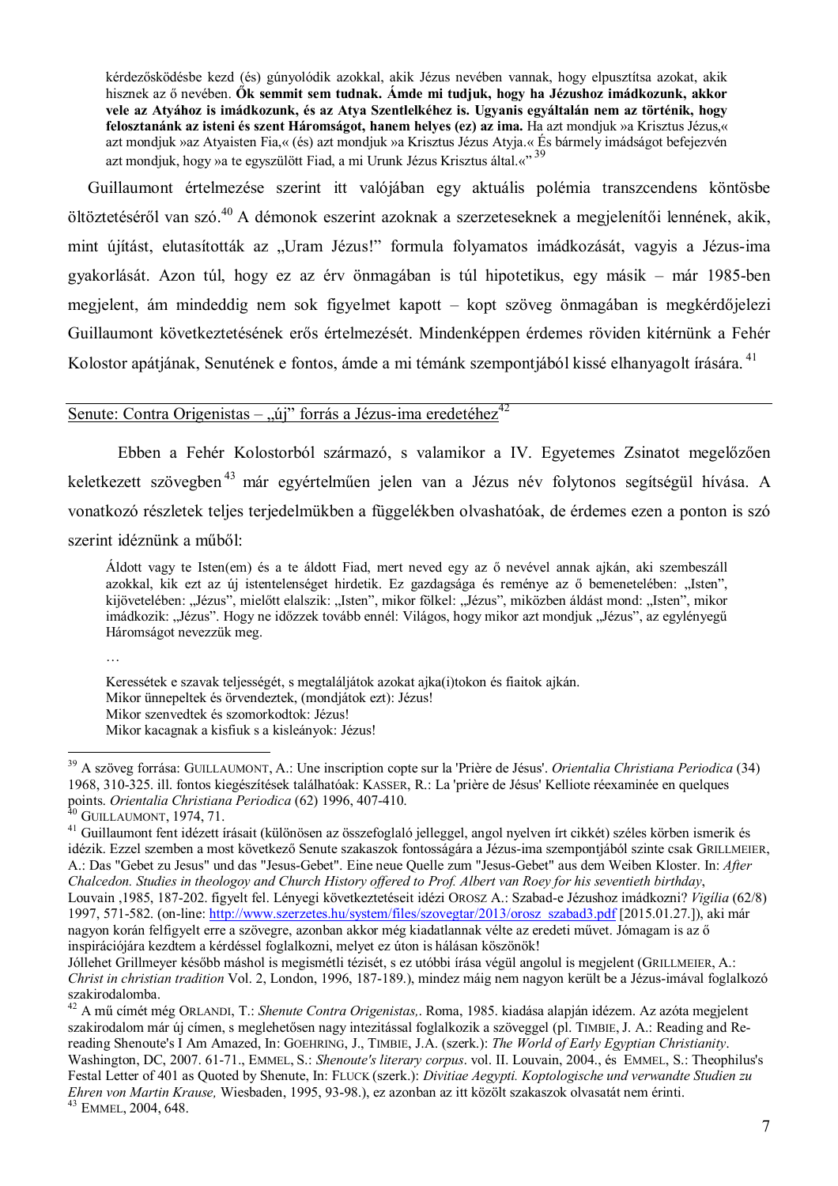> kérdezősködésbe kezd (és) gúnyolódik azokkal, akik Jézus nevében vannak, hogy elpusztítsa azokat, akik hisznek az ő nevében. **Ők semmit sem tudnak. Ámde mi tudjuk, hogy ha Jézushoz imádkozunk, akkor vele az Atyához is imádkozunk, és az Atya Szentlelkéhez is. Ugyanis egyáltalán nem az történik, hogy felosztanánk az isteni és szent Háromságot, hanem helyes (ez) az ima.** Ha azt mondjuk »a Krisztus Jézus,« azt mondjuk »az Atyaisten Fia,« (és) azt mondjuk »a Krisztus Jézus Atyja.« És bármely imádságot befejezvén azt mondjuk, hogy »a te egyszülött Fiad, a mi Urunk Jézus Krisztus által.«"[39]

Guillaumont értelmezése szerint itt valójában egy aktuális polémia transzcendens köntösbe öltöztetéséről van szó.[40] A démonok eszerint azoknak a szerzeteseknek a megjelenítői lennének, akik, mint újítást, elutasították az „Uram Jézus!" formula folyamatos imádkozását, vagyis a Jézus-ima gyakorlását. Azon túl, hogy ez az érv önmagában is túl hipotetikus, egy másik – már 1985-ben megjelent, ám mindeddig nem sok figyelmet kapott – kopt szöveg önmagában is megkérdőjelezi Guillaumont következtetésének erős értelmezését. Mindenképpen érdemes röviden kitérnünk a Fehér Kolostor apátjának, Senutének e fontos, ámde a mi témánk szempontjából kissé elhanyagolt írására.[41]

## Senute: Contra Origenistas – „új" forrás a Jézus-ima eredetéhez[42]

Ebben a Fehér Kolostorból származó, s valamikor a IV. Egyetemes Zsinatot megelőzően keletkezett szövegben[43] már egyértelműen jelen van a Jézus név folytonos segítségül hívása. A vonatkozó részletek teljes terjedelmükben a függelékben olvashatóak, de érdemes ezen a ponton is szó szerint idéznünk a műből:

> Áldott vagy te Isten(em) és a te áldott Fiad, mert neved egy az ő nevével annak ajkán, aki szembeszáll azokkal, kik ezt az új istentelenséget hirdetik. Ez gazdagsága és reménye az ő bemenetelében: „Isten", kijövetelében: „Jézus", mielőtt elalszik: „Isten", mikor fölkel: „Jézus", miközben áldást mond: „Isten", mikor imádkozik: „Jézus". Hogy ne időzzek tovább ennél: Világos, hogy mikor azt mondjuk „Jézus", az egylényegű Háromságot nevezzük meg.
>
> …
>
> Keressétek e szavak teljességét, s megtaláljátok azokat ajka(i)tokon és fiaitok ajkán.
> Mikor ünnepeltek és örvendeztek, (mondjátok ezt): Jézus!
> Mikor szenvedtek és szomorkodtok: Jézus!
> Mikor kacagnak a kisfiuk s a kislányok: Jézus!

---

[39] A szöveg forrása: GUILLAUMONT, A.: Une inscription copte sur la 'Prière de Jésus'. *Orientalia Christiana Periodica* (34) 1968, 310-325. ill. fontos kiegészítések találhatóak: KASSER, R.: La 'prière de Jésus' Kelliote réexaminée en quelques points. *Orientalia Christiana Periodica* (62) 1996, 407-410.

[40] GUILLAUMONT, 1974, 71.

[41] Guillaumont fent idézett írásait (különösen az összefoglaló jelleggel, angol nyelven írt cikkét) széles körben ismerik és idézik. Ezzel szemben a most következő Senute szakaszok fontosságára a Jézus-ima szempontjából szinte csak GRILLMEIER, A.: Das "Gebet zu Jesus" und das "Jesus-Gebet". Eine neue Quelle zum "Jesus-Gebet" aus dem Weiben Kloster. In: *After Chalcedon. Studies in theologoy and Church History offered to Prof. Albert van Roey for his seventieth birthday*, Louvain ,1985, 187-202. figyelt fel. Lényegi következtetéseit idézi OROSZ A.: Szabad-e Jézushoz imádkozni? *Vigília* (62/8) 1997, 571-582. (on-line: http://www.szerzetes.hu/system/files/szovegtar/2013/orosz_szabad3.pdf [2015.01.27.]), aki már nagyon korán felfigyelt erre a szövegre, azonban akkor még kiadatlannak vélte az eredeti művet. Jómagam is az ő inspirációjára kezdtem a kérdéssel foglalkozni, melyet ez úton is hálásan köszönök!
Jóllehet Grillmeyer később máshol is megismétli tézisét, s ez utóbbi írása végül angolul is megjelent (GRILLMEIER, A.: *Christ in christian tradition* Vol. 2, London, 1996, 187-189.), mindez máig nem nagyon került be a Jézus-imával foglalkozó szakirodalomba.

[42] A mű címét még ORLANDI, T.: *Shenute Contra Origenistas,*. Roma, 1985. kiadása alapján idézem. Az azóta megjelent szakirodalom már új címen, s meglehetősen nagy intezitással foglalkozik a szöveggel (pl. TIMBIE, J. A.: Reading and Re-reading Shenoute's I Am Amazed, In: GOEHRING, J., TIMBIE, J.A. (szerk.): *The World of Early Egyptian Christianity*. Washington, DC, 2007. 61-71., EMMEL, S.: *Shenoute's literary corpus*. vol. II. Louvain, 2004., és EMMEL, S.: Theophilus's Festal Letter of 401 as Quoted by Shenute, In: FLUCK (szerk.): *Divitiae Aegypti. Koptologische und verwandte Studien zu Ehren von Martin Krause,* Wiesbaden, 1995, 93-98.), ez azonban az itt közölt szakaszok olvasatát nem érinti.

[43] EMMEL, 2004, 648.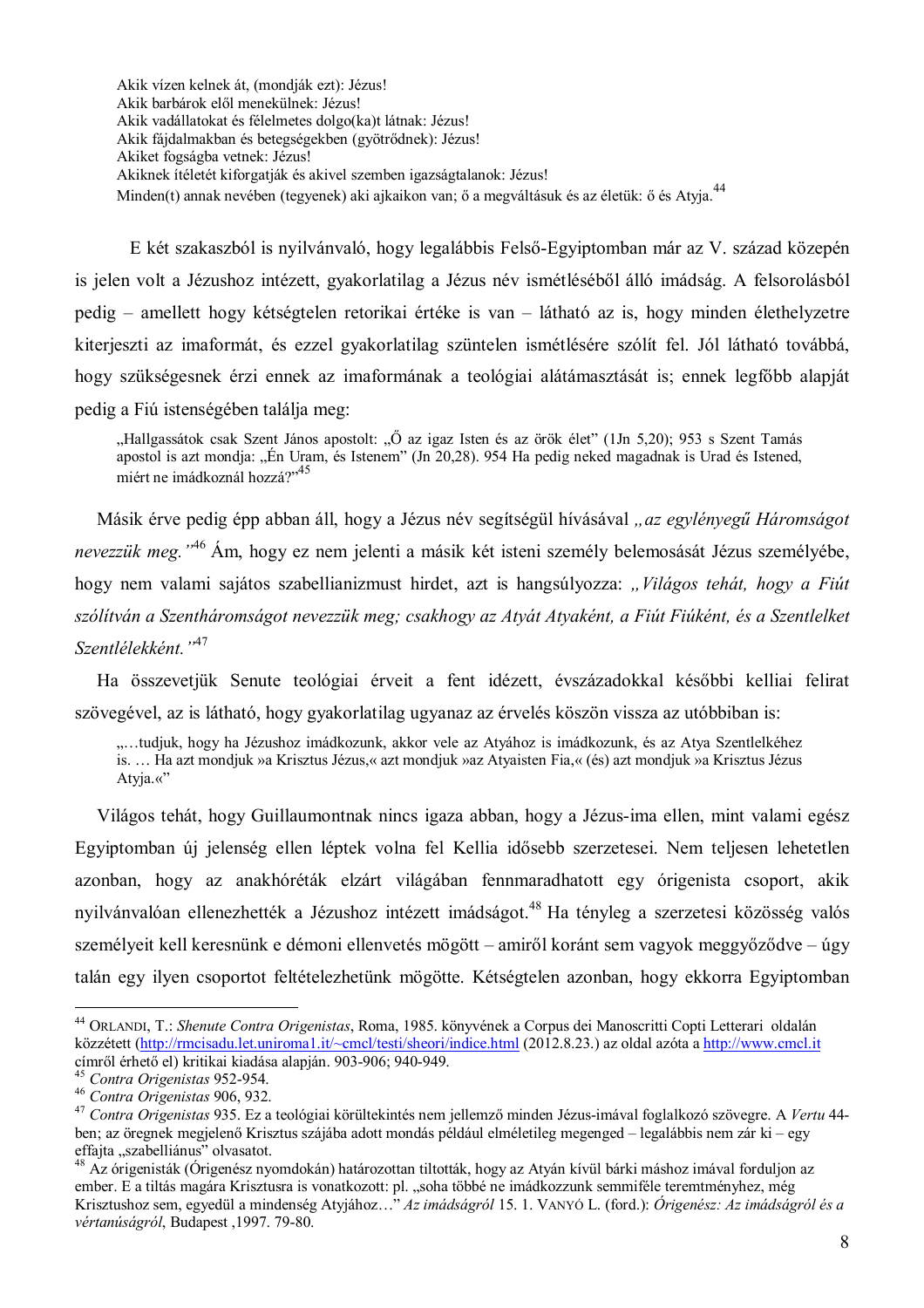Akik vízen kelnek át, (mondják ezt): Jézus!
Akik barbárok elől menekülnek: Jézus!
Akik vadállatokat és félelmetes dolgo(ka)t látnak: Jézus!
Akik fájdalmakban és betegségekben (gyötrődnek): Jézus!
Akiket fogságba vetnek: Jézus!
Akiknek ítéletét kiforgatják és akivel szemben igazságtalanok: Jézus!
Minden(t) annak nevében (tegyenek) aki ajkaikon van; ő a megváltásuk és az életük: ő és Atyja.[44]

E két szakaszból is nyilvánvaló, hogy legalábbis Felső-Egyiptomban már az V. század közepén is jelen volt a Jézushoz intézett, gyakorlatilag a Jézus név ismétléséből álló imádság. A felsorolásból pedig – amellett hogy kétségtelen retorikai értéke is van – látható az is, hogy minden élethelyzetre kiterjeszti az imaformát, és ezzel gyakorlatilag szüntelen ismétlésére szólít fel. Jól látható továbbá, hogy szükségesnek érzi ennek az imaformának a teológiai alátámasztását is; ennek legfőbb alapját pedig a Fiú istenségében találja meg:

„Hallgassátok csak Szent János apostolt: „Ő az igaz Isten és az örök élet" (1Jn 5,20); 953 s Szent Tamás apostol is azt mondja: „Én Uram, és Istenem" (Jn 20,28). 954 Ha pedig neked magadnak is Urad és Istened, miért ne imádkoznál hozzá?"[45]

Másik érve pedig épp abban áll, hogy a Jézus név segítségül hívásával *„az egylényegű Háromságot nevezzük meg."*[46] Ám, hogy ez nem jelenti a másik két isteni személy belemosását Jézus személyébe, hogy nem valami sajátos szabellianizmust hirdet, azt is hangsúlyozza: *„Világos tehát, hogy a Fiút szólítván a Szentháromságot nevezzük meg; csakhogy az Atyát Atyaként, a Fiút Fiúként, és a Szentlelket Szentlélekként."*[47]

Ha összevetjük Senute teológiai érveit a fent idézett, évszázadokkal későbbi kelliai felirat szövegével, az is látható, hogy gyakorlatilag ugyanaz az érvelés köszön vissza az utóbbiban is:

„…tudjuk, hogy ha Jézushoz imádkozunk, akkor vele az Atyához is imádkozunk, és az Atya Szentlelkéhez is. … Ha azt mondjuk »a Krisztus Jézus,« azt mondjuk »az Atyaisten Fia,« (és) azt mondjuk »a Krisztus Jézus Atyja.«"

Világos tehát, hogy Guillaumontnak nincs igaza abban, hogy a Jézus-ima ellen, mint valami egész Egyiptomban új jelenség ellen léptek volna fel Kellia idősebb szerzetesei. Nem teljesen lehetetlen azonban, hogy az anakhoréták elzárt világában fennmaradhatott egy órigenista csoport, akik nyilvánvalóan ellenezhették a Jézushoz intézett imádságot.[48] Ha tényleg a szerzetesi közösség valós személyeit kell keresnünk e démoni ellenvetés mögött – amiről koránt sem vagyok meggyőződve – úgy talán egy ilyen csoportot feltételezhetünk mögötte. Kétségtelen azonban, hogy ekkorra Egyiptomban

---

[44] ORLANDI, T.: *Shenute Contra Origenistas*, Roma, 1985. könyvének a Corpus dei Manoscritti Copti Letterari oldalán közzétett (http://rmcisadu.let.uniroma1.it/~cmcl/testi/sheori/indice.html (2012.8.23.) az oldal azóta a http://www.cmcl.it címről érhető el) kritikai kiadása alapján. 903-906; 940-949.

[45] *Contra Origenistas* 952-954.

[46] *Contra Origenistas* 906, 932.

[47] *Contra Origenistas* 935. Ez a teológiai körültekintés nem jellemző minden Jézus-imával foglalkozó szövegre. A *Vertu* 44-ben; az öregnek megjelenő Krisztus szájába adott mondás például elméletileg megenged – legalábbis nem zár ki – egy effajta „szabelliánus" olvasatot.

[48] Az órigenisták (Órigenész nyomdokán) határozottan tiltották, hogy az Atyán kívül bárki máshoz imával forduljon az ember. E a tiltás magára Krisztusra is vonatkozott: pl. „soha többé ne imádkozzunk semmiféle teremtményhez, még Krisztushoz sem, egyedül a mindenség Atyjához…" *Az imádságról* 15. 1. VANYÓ L. (ford.): *Órigenész: Az imádságról és a vértanúságról*, Budapest ,1997. 79-80.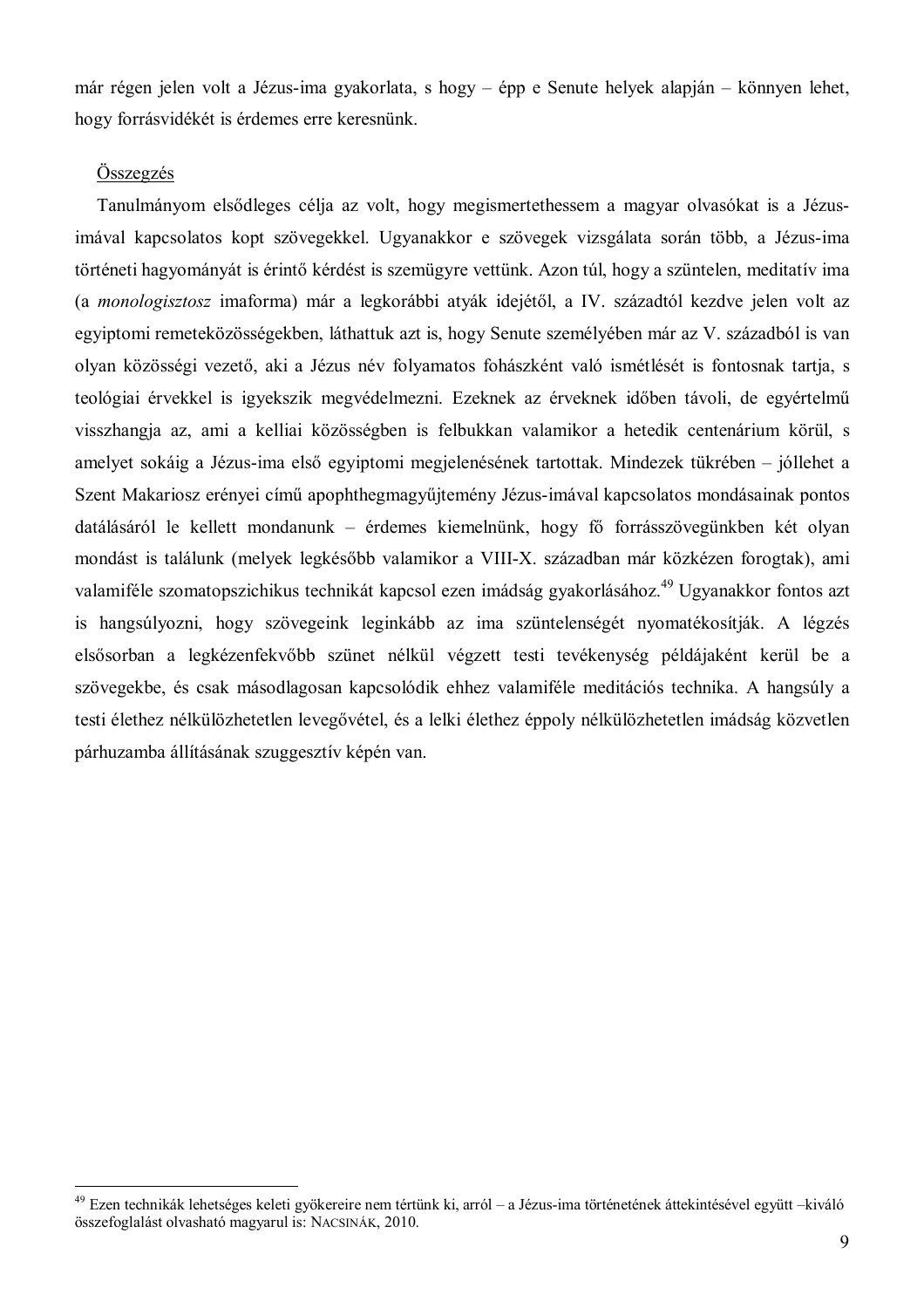már régen jelen volt a Jézus-ima gyakorlata, s hogy – épp e Senute helyek alapján – könnyen lehet, hogy forrásvidékét is érdemes erre keresnünk.

## Összegzés

Tanulmányom elsődleges célja az volt, hogy megismertethessem a magyar olvasókat is a Jézus-imával kapcsolatos kopt szövegekkel. Ugyanakkor e szövegek vizsgálata során több, a Jézus-ima történeti hagyományát is érintő kérdést is szemügyre vettünk. Azon túl, hogy a szüntelen, meditatív ima (a *monologisztosz* imaforma) már a legkorábbi atyák idejétől, a IV. századtól kezdve jelen volt az egyiptomi remeteközösségekben, láthattuk azt is, hogy Senute személyében már az V. századból is van olyan közösségi vezető, aki a Jézus név folyamatos fohászként való ismétlését is fontosnak tartja, s teológiai érvekkel is igyekszik megvédelmezni. Ezeknek az érveknek időben távoli, de egyértelmű visszhangja az, ami a kelliai közösségben is felbukkan valamikor a hetedik centenárium körül, s amelyet sokáig a Jézus-ima első egyiptomi megjelenésének tartottak. Mindezek tükrében – jóllehet a Szent Makariosz erényei című apophthegmagyűjtemény Jézus-imával kapcsolatos mondásainak pontos datálásáról le kellett mondanunk – érdemes kiemelnünk, hogy fő forrásszövegünkben két olyan mondást is találunk (melyek legkésőbb valamikor a VIII-X. században már közkézen forogtak), ami valamiféle szomatopszichikus technikát kapcsol ezen imádság gyakorlásához.[49] Ugyanakkor fontos azt is hangsúlyozni, hogy szövegeink leginkább az ima szüntelenségét nyomatékosítják. A légzés elsősorban a legkézenfekvőbb szünet nélkül végzett testi tevékenység példájaként kerül be a szövegekbe, és csak másodlagosan kapcsolódik ehhez valamiféle meditációs technika. A hangsúly a testi élethez nélkülözhetetlen levegővétel, és a lelki élethez éppoly nélkülözhetetlen imádság közvetlen párhuzamba állításának szuggesztív képén van.

---

[49] Ezen technikák lehetséges keleti gyökereire nem tértünk ki, arról – a Jézus-ima történetének áttekintésével együtt –kiváló összefoglalást olvasható magyarul is: NACSINÁK, 2010.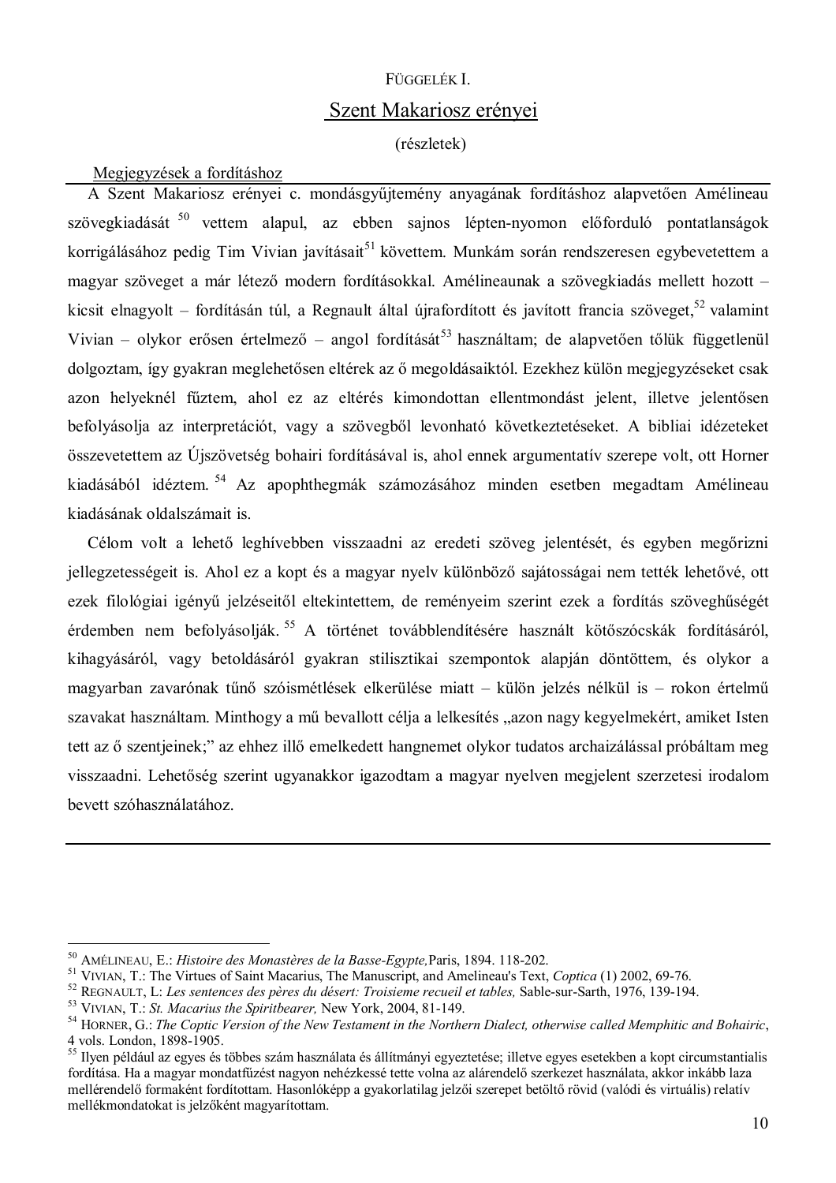FÜGGELÉK I.

## Szent Makariosz erényei

(részletek)

Megjegyzések a fordításhoz

A Szent Makariosz erényei c. mondásgyűjtemény anyagának fordításhoz alapvetően Amélineau szövegkiadását [50] vettem alapul, az ebben sajnos lépten-nyomon előforduló pontatlanságok korrigálásához pedig Tim Vivian javításait[51] követtem. Munkám során rendszeresen egybevetettem a magyar szöveget a már létező modern fordításokkal. Amélineaunak a szövegkiadás mellett hozott – kicsit elnagyolt – fordításán túl, a Regnault által újrafordított és javított francia szöveget,[52] valamint Vivian – olykor erősen értelmező – angol fordítását[53] használtam; de alapvetően tőlük függetlenül dolgoztam, így gyakran meglehetősen eltérek az ő megoldásaiktól. Ezekhez külön megjegyzéseket csak azon helyeknél fűztem, ahol ez az eltérés kimondottan ellentmondást jelent, illetve jelentősen befolyásolja az interpretációt, vagy a szövegből levonható következtetéseket. A bibliai idézeteket összevetettem az Újszövetség bohairi fordításával is, ahol ennek argumentatív szerepe volt, ott Horner kiadásából idéztem. [54] Az apophthegmák számozásához minden esetben megadtam Amélineau kiadásának oldalszámait is.

Célom volt a lehető leghívebben visszaadni az eredeti szöveg jelentését, és egyben megőrizni jellegzetességeit is. Ahol ez a kopt és a magyar nyelv különböző sajátosságai nem tették lehetővé, ott ezek filológiai igényű jelzéseitől eltekintettem, de reményeim szerint ezek a fordítás szöveghűségét érdemben nem befolyásolják. [55] A történet továbblendítésére használt kötőszócskák fordításáról, kihagyásáról, vagy betoldásáról gyakran stilisztikai szempontok alapján döntöttem, és olykor a magyarban zavarónak tűnő szóismétlések elkerülése miatt – külön jelzés nélkül is – rokon értelmű szavakat használtam. Minthogy a mű bevallott célja a lelkesítés „azon nagy kegyelmekért, amiket Isten tett az ő szentjeinek;" az ehhez illő emelkedett hangnemet olykor tudatos archaizálással próbáltam meg visszaadni. Lehetőség szerint ugyanakkor igazodtam a magyar nyelven megjelent szerzetesi irodalom bevett szóhasználatához.

---

[50] AMÉLINEAU, E.: *Histoire des Monastères de la Basse-Egypte,* Paris, 1894. 118-202.

[51] VIVIAN, T.: The Virtues of Saint Macarius, The Manuscript, and Amelineau's Text, *Coptica* (1) 2002, 69-76.

[52] REGNAULT, L: *Les sentences des pères du désert: Troisieme recueil et tables,* Sable-sur-Sarth, 1976, 139-194.

[53] VIVIAN, T.: *St. Macarius the Spiritbearer,* New York, 2004, 81-149.

[54] HORNER, G.: *The Coptic Version of the New Testament in the Northern Dialect, otherwise called Memphitic and Bohairic*, 4 vols. London, 1898-1905.

[55] Ilyen például az egyes és többes szám használata és állítmányi egyeztetése; illetve egyes esetekben a kopt circumstantialis fordítása. Ha a magyar mondatfűzést nagyon nehézkessé tette volna az alárendelő szerkezet használata, akkor inkább laza mellérendelő formaként fordítottam. Hasonlóképp a gyakorlatilag jelzői szerepet betöltő rövid (valódi és virtuális) relatív mellékmondatokat is jelzőként magyarítottam.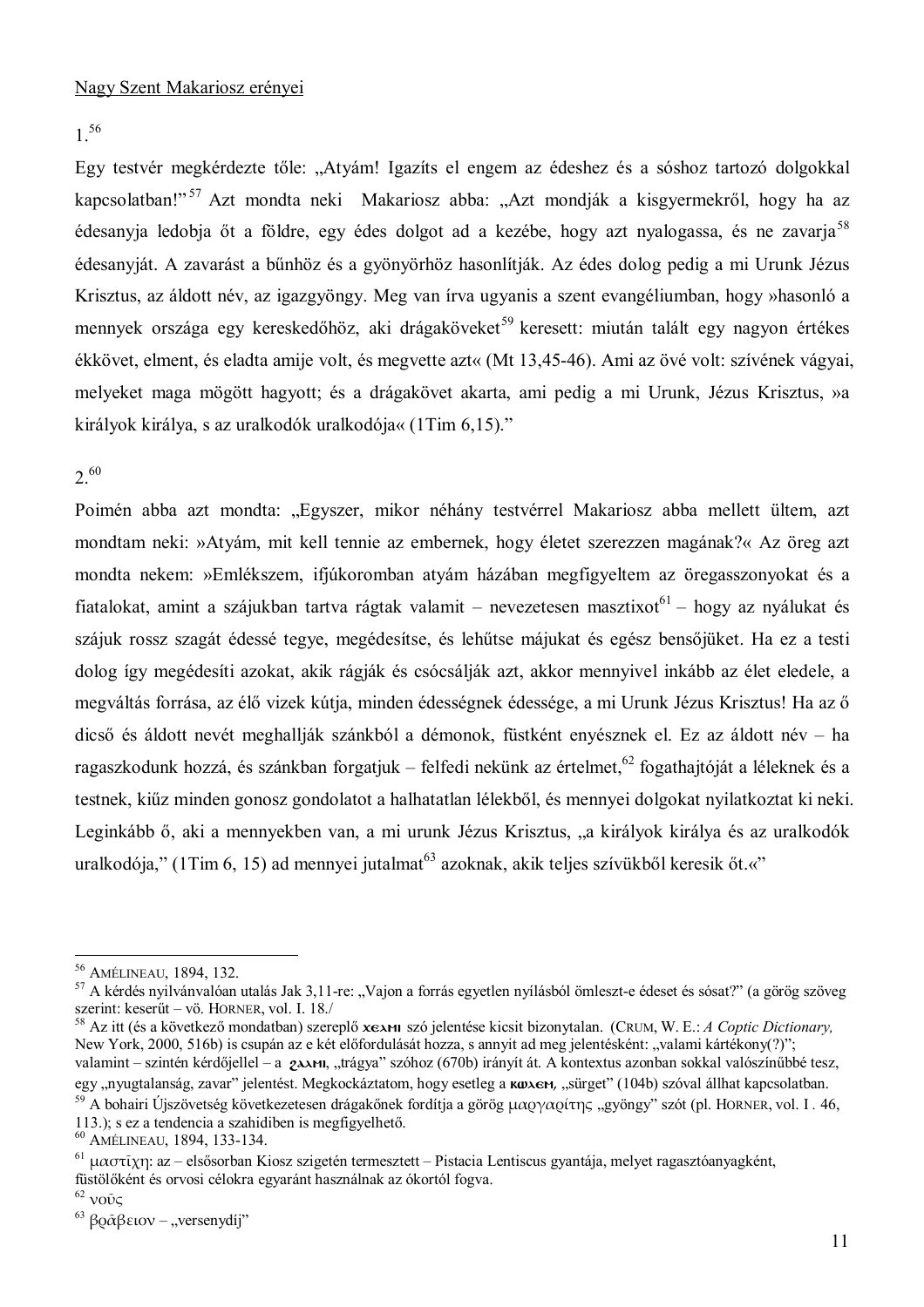Nagy Szent Makariosz erényei

1.[56]

Egy testvér megkérdezte tőle: „Atyám! Igazíts el engem az édeshez és a sóshoz tartozó dolgokkal kapcsolatban!”[57] Azt mondta neki Makariosz abba: „Azt mondják a kisgyermekről, hogy ha az édesanyja ledobja őt a földre, egy édes dolgot ad a kezébe, hogy azt nyalogassa, és ne zavarja[58] édesanyját. A zavarást a bűnhöz és a gyönyörhöz hasonlítják. Az édes dolog pedig a mi Urunk Jézus Krisztus, az áldott név, az igazgyöngy. Meg van írva ugyanis a szent evangéliumban, hogy »hasonló a mennyek országa egy kereskedőhöz, aki drágaköveket[59] keresett: miután talált egy nagyon értékes ékkövet, elment, és eladta amije volt, és megvette azt« (Mt 13,45-46). Ami az övé volt: szívének vágyai, melyeket maga mögött hagyott; és a drágakövet akarta, ami pedig a mi Urunk, Jézus Krisztus, »a királyok királya, s az uralkodók uralkodója« (1Tim 6,15).”

2.[60]

Poimén abba azt mondta: „Egyszer, mikor néhány testvérrel Makariosz abba mellett ültem, azt mondtam neki: »Atyám, mit kell tennie az embernek, hogy életet szerezzen magának?« Az öreg azt mondta nekem: »Emlékszem, ifjúkoromban atyám házában megfigyeltem az öregasszonyokat és a fiatalokat, amint a szájukban tartva rágtak valamit – nevezetesen masztixot[61] – hogy az nyálukat és szájuk rossz szagát édessé tegye, megédesítse, és lehűtse májukat és egész bensőjüket. Ha ez a testi dolog így megédesíti azokat, akik rágják és csócsálják azt, akkor mennyivel inkább az élet eledele, a megváltás forrása, az élő vizek kútja, minden édességnek édessége, a mi Urunk Jézus Krisztus! Ha az ő dicső és áldott nevét meghallják szánkból a démonok, füstként enyésznek el. Ez az áldott név – ha ragaszkodunk hozzá, és szánkban forgatjuk – felfedi nekünk az értelmet,[62] fogathajtóját a léleknek és a testnek, kiűz minden gonosz gondolatot a halhatatlan lélekből, és mennyei dolgokat nyilatkoztat ki neki. Leginkább ő, aki a mennyekben van, a mi urunk Jézus Krisztus, „a királyok királya és az uralkodók uralkodója,” (1Tim 6, 15) ad mennyei jutalmat[63] azoknak, akik teljes szívükből keresik őt.«”

---

[56] AMÉLINEAU, 1894, 132.

[57] A kérdés nyilvánvalóan utalás Jak 3,11-re: „Vajon a forrás egyetlen nyílásból ömleszt-e édeset és sósat?” (a görög szöveg szerint: keserűt – vö. HORNER, vol. I. 18./

[58] Az itt (és a következő mondatban) szereplő ⲭⲉⲗⲙⲓ szó jelentése kicsit bizonytalan. (CRUM, W. E.: *A Coptic Dictionary,* New York, 2000, 516b) is csupán az e két előfordulását hozza, s annyit ad meg jelentésként: „valami kártékony(?)”; valamint – szintén kérdőjellel – a ϩⲁⲗⲙⲓ, „trágya” szóhoz (670b) irányít át. A kontextus azonban sokkal valószínűbbé teszi, egy „nyugtalanság, zavar” jelentést. Megkockáztatom, hogy esetleg a ⲕⲱⲗⲉⲙ, „sürget” (104b) szóval állhat kapcsolatban.

[59] A bohairi Újszövetség következetesen drágakőnek fordítja a görög μαργαρίτης „gyöngy” szót (pl. HORNER, vol. I . 46, 113.); s ez a tendencia a szahidiben is megfigyelhető.

[60] AMÉLINEAU, 1894, 133-134.

[61] μαστῖχη: az – elsősorban Kiosz szigetén termesztett – Pistacia Lentiscus gyantája, melyet ragasztóanyagként, füstölőként és orvosi célokra egyaránt használnak az ókortól fogva.

[62] νοῦς

[63] βρᾶβειον – „versenydíj”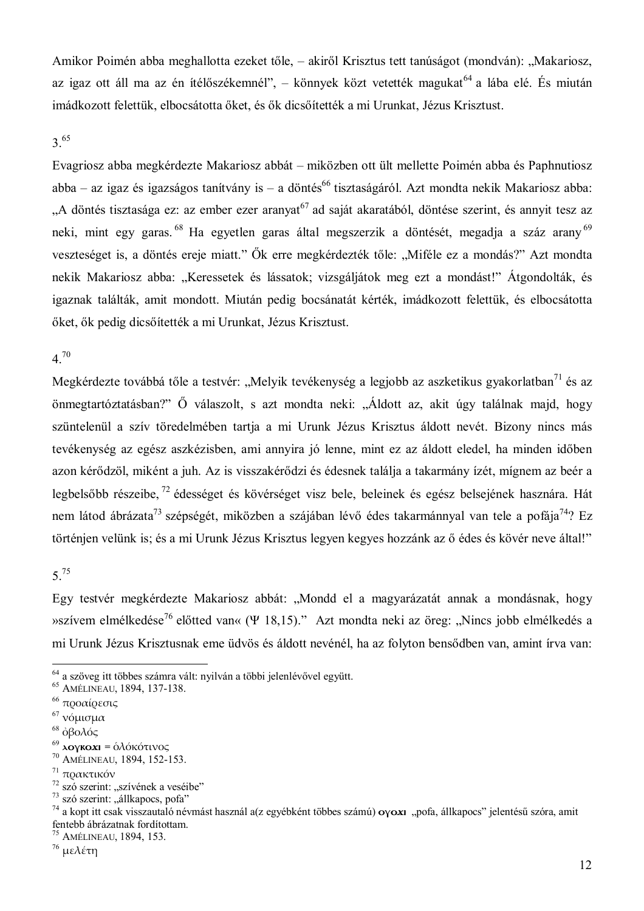Amikor Poimén abba meghallotta ezeket tőle, – akiről Krisztus tett tanúságot (mondván): „Makariosz, az igaz ott áll ma az én ítélőszékemnél”, – könnyek közt vetették magukat[64] a lába elé. És miután imádkozott felettük, elbocsátotta őket, és ők dicsőítették a mi Urunkat, Jézus Krisztust.

3.[65]

Evagriosz abba megkérdezte Makariosz abbát – miközben ott ült mellette Poimén abba és Paphnutiosz abba – az igaz és igazságos tanítvány is – a döntés[66] tisztaságáról. Azt mondta nekik Makariosz abba: „A döntés tisztasága ez: az ember ezer aranyat[67] ad saját akaratából, döntése szerint, és annyit tesz az neki, mint egy garas.[68] Ha egyetlen garas által megszerzik a döntését, megadja a száz arany[69] veszteséget is, a döntés ereje miatt.” Ők erre megkérdezték tőle: „Miféle ez a mondás?” Azt mondta nekik Makariosz abba: „Keressetek és lássatok; vizsgáljátok meg ezt a mondást!” Átgondolták, és igaznak találták, amit mondott. Miután pedig bocsánatát kérték, imádkozott felettük, és elbocsátotta őket, ők pedig dicsőítették a mi Urunkat, Jézus Krisztust.

4.[70]

Megkérdezte továbbá tőle a testvér: „Melyik tevékenység a legjobb az aszketikus gyakorlatban[71] és az önmegtartóztatásban?” Ő válaszolt, s azt mondta neki: „Áldott az, akit úgy találnak majd, hogy szüntelenül a szív töredelmében tartja a mi Urunk Jézus Krisztus áldott nevét. Bizony nincs más tevékenység az egész aszkézisben, ami annyira jó lenne, mint ez az áldott eledel, ha minden időben azon kérődzöl, miként a juh. Az is visszakérődzi és édesnek találja a takarmány ízét, mígnem az beér a legbelsőbb részeibe,[72] édességet és kövérséget visz bele, beleinek és egész belsejének hasznára. Hát nem látod ábrázata[73] szépségét, miközben a szájában lévő édes takarmánnyal van tele a pofája[74]? Ez történjen velünk is; és a mi Urunk Jézus Krisztus legyen kegyes hozzánk az ő édes és kövér neve által!”

5.[75]

Egy testvér megkérdezte Makariosz abbát: „Mondd el a magyarázatát annak a mondásnak, hogy »szívem elmélkedése[76] előtted van« (Ψ 18,15).” Azt mondta neki az öreg: „Nincs jobb elmélkedés a mi Urunk Jézus Krisztusnak eme üdvös és áldott nevénél, ha az folyton bensődben van, amint írva van:

---

[64] a szöveg itt többes számra vált: nyilván a többi jelenlévővel együtt.
[65] AMÉLINEAU, 1894, 137-138.
[66] προαίρεσις
[67] νόμισμα
[68] ὀβολός
[69] **λογκοχι** = ὁλόκότινος
[70] AMÉLINEAU, 1894, 152-153.
[71] πρακτικόν
[72] szó szerint: „szívének a veséibe”
[73] szó szerint: „állkapocs, pofa”
[74] a kopt itt csak visszautaló névmást használ a(z egyébként többes számú) **ογοχι** „pofa, állkapocs” jelentésű szóra, amit fentebb ábrázatnak fordítottam.
[75] AMÉLINEAU, 1894, 153.
[76] μελέτη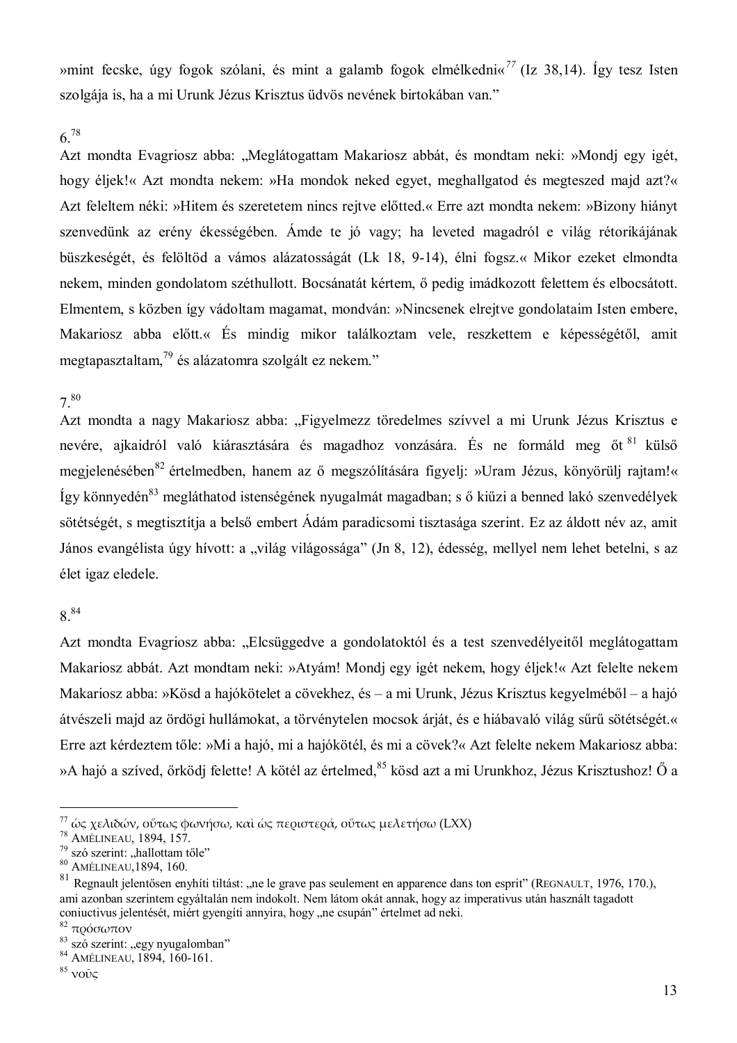»mint fecske, úgy fogok szólani, és mint a galamb fogok elmélkedni«[77] (Iz 38,14). Így tesz Isten szolgája is, ha a mi Urunk Jézus Krisztus üdvös nevének birtokában van."

6.[78]

Azt mondta Evagriosz abba: „Meglátogattam Makariosz abbát, és mondtam neki: »Mondj egy igét, hogy éljek!« Azt mondta nekem: »Ha mondok neked egyet, meghallgatod és megteszed majd azt?« Azt feleltem néki: »Hitem és szeretetem nincs rejtve előtted.« Erre azt mondta nekem: »Bizony hiányt szenvedünk az erény ékességében. Ámde te jó vagy; ha leveted magadról e világ rétorikájának büszkeségét, és felöltöd a vámos alázatosságát (Lk 18, 9-14), élni fogsz.« Mikor ezeket elmondta nekem, minden gondolatom széthullott. Bocsánatát kértem, ő pedig imádkozott felettem és elbocsátott. Elmentem, s közben így vádoltam magamat, mondván: »Nincsenek elrejtve gondolataim Isten embere, Makariosz abba előtt.« És mindig mikor találkoztam vele, reszkettem e képességétől, amit megtapasztaltam,[79] és alázatomra szolgált ez nekem."

7.[80]

Azt mondta a nagy Makariosz abba: „Figyelmezz töredelmes szívvel a mi Urunk Jézus Krisztus e nevére, ajkaidról való kiárasztására és magadhoz vonzására. És ne formáld meg őt[81] külső megjelenésében[82] értelmedben, hanem az ő megszólítására figyelj: »Uram Jézus, könyörülj rajtam!« Így könnyedén[83] megláthatod istenségének nyugalmát magadban; s ő kiűzi a benned lakó szenvedélyek sötétségét, s megtisztítja a belső embert Ádám paradicsomi tisztasága szerint. Ez az áldott név az, amit János evangélista úgy hívott: a „világ világossága" (Jn 8, 12), édesség, mellyel nem lehet betelni, s az élet igaz eledele.

8.[84]

Azt mondta Evagriosz abba: „Elcsüggedve a gondolatoktól és a test szenvedélyeitől meglátogattam Makariosz abbát. Azt mondtam neki: »Atyám! Mondj egy igét nekem, hogy éljek!« Azt felelte nekem Makariosz abba: »Kösd a hajókötelet a cövekhez, és – a mi Urunk, Jézus Krisztus kegyelméből – a hajó átvészeli majd az ördögi hullámokat, a törvénytelen mocsok árját, és e hiábavaló világ sűrű sötétségét.« Erre azt kérdeztem tőle: »Mi a hajó, mi a hajókötél, és mi a cövek?« Azt felelte nekem Makariosz abba: »A hajó a szíved, őrködj felette! A kötél az értelmed,[85] kösd azt a mi Urunkhoz, Jézus Krisztushoz! Ő a

---

[77] ὡς χελιδών, οὕτως φωνήσω, καὶ ὡς περιστερά, οὕτως μελετήσω (LXX)

[78] AMÉLINEAU, 1894, 157.

[79] szó szerint: „hallottam tőle"

[80] AMÉLINEAU,1894, 160.

[81] Regnault jelentősen enyhíti tiltást: „ne le grave pas seulement en apparence dans ton esprit" (REGNAULT, 1976, 170.), ami azonban szerintem egyáltalán nem indokolt. Nem látom okát annak, hogy az imperativus után használt tagadott coniuctivus jelentését, miért gyengíti annyira, hogy „ne csupán" értelmet ad neki.

[82] πρόσωπον

[83] szó szerint: „egy nyugalomban"

[84] AMÉLINEAU, 1894, 160-161.

[85] νοῦς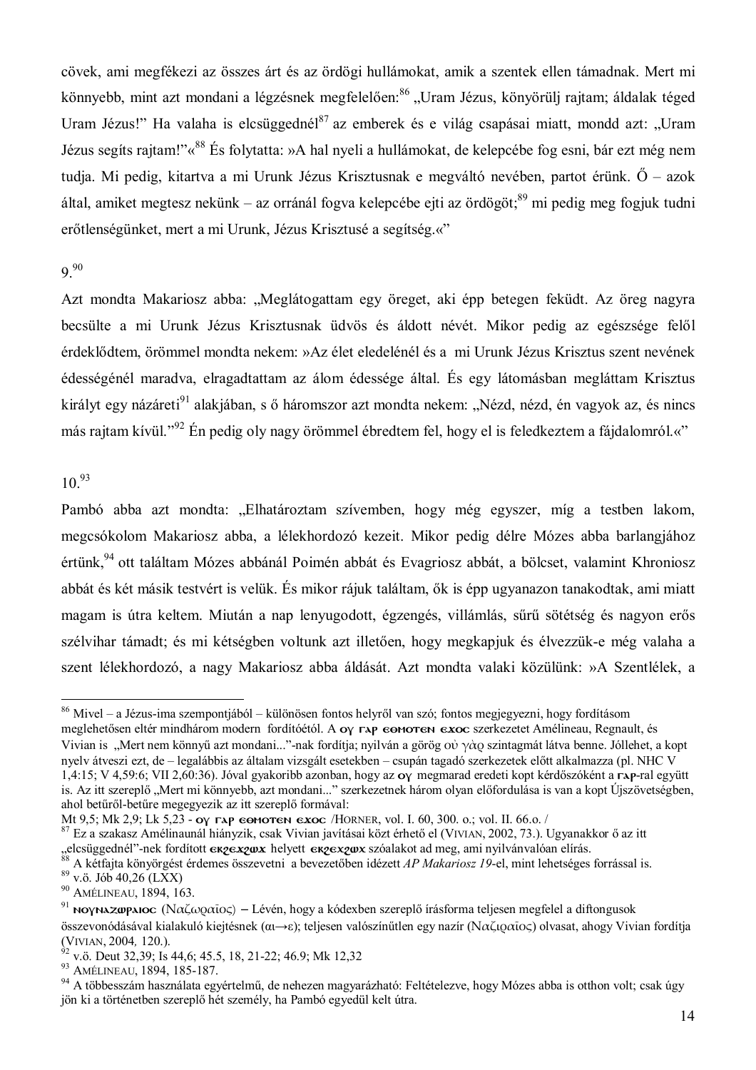cövek, ami megfékezi az összes árt és az ördögi hullámokat, amik a szentek ellen támadnak. Mert mi könnyebb, mint azt mondani a légzésnek megfelelően:[86] „Uram Jézus, könyörülj rajtam; áldalak téged Uram Jézus!" Ha valaha is elcsüggednél[87] az emberek és e világ csapásai miatt, mondd azt: „Uram Jézus segíts rajtam!"«[88] És folytatta: »A hal nyeli a hullámokat, de kelepcébe fog esni, bár ezt még nem tudja. Mi pedig, kitartva a mi Urunk Jézus Krisztusnak e megváltó nevében, partot érünk. Ő – azok által, amiket megtesz nekünk – az orránál fogva kelepcébe ejti az ördögöt;[89] mi pedig meg fogjuk tudni erőtlenségünket, mert a mi Urunk, Jézus Krisztusé a segítség.«"

9.[90]

Azt mondta Makariosz abba: „Meglátogattam egy öreget, aki épp betegen feküdt. Az öreg nagyra becsülte a mi Urunk Jézus Krisztusnak üdvös és áldott nevét. Mikor pedig az egészsége felől érdeklődtem, örömmel mondta nekem: »Az élet eledelénél és a mi Urunk Jézus Krisztus szent nevének édességénél maradva, elragadtattam az álom édessége által. És egy látomásban megláttam Krisztus királyt egy názáreti[91] alakjában, s ő háromszor azt mondta nekem: „Nézd, nézd, én vagyok az, és nincs más rajtam kívül."[92] Én pedig oly nagy örömmel ébredtem fel, hogy el is feledkeztem a fájdalomról.«"

10.[93]

Pambó abba azt mondta: „Elhatároztam szívemben, hogy még egyszer, míg a testben lakom, megcsókolom Makariosz abba, a lélekhordozó kezeit. Mikor pedig délre Mózes abba barlangjához értünk,[94] ott találtam Mózes abbánál Poimén abbát és Evagriosz abbát, a bölcset, valamint Khroniosz abbát és két másik testvért is velük. És mikor rájuk találtam, ők is épp ugyanazon tanakodtak, ami miatt magam is útra keltem. Miután a nap lenyugodott, égzengés, villámlás, sűrű sötétség és nagyon erős szélvihar támadt; és mi kétségben voltunk azt illetően, hogy megkapjuk és élvezzük-e még valaha a szent lélekhordozó, a nagy Makariosz abba áldását. Azt mondta valaki közülünk: »A Szentlélek, a

---

[86] Mivel – a Jézus-ima szempontjából – különösen fontos helyről van szó; fontos megjegyezni, hogy fordításom meglehetősen eltér mindhárom modern fordítóétól. A ⲟⲩ ⲅⲁⲣ ⲉⲑⲙⲟⲧⲉⲛ ⲉϫⲟⲥ szerkezetet Amélineau, Regnault, és Vivian is „Mert nem könnyű azt mondani..."-nak fordítja; nyilván a görög οὐ γὰρ szintagmát látva benne. Jóllehet, a kopt nyelv átveszi ezt, de – legalábbis az általam vizsgált esetekben – csupán tagadó szerkezetek előtt alkalmazza (pl. NHC V 1,4:15; V 4,59:6; VII 2,60:36). Jóval gyakoribb azonban, hogy az ⲟⲩ megmarad eredeti kopt kérdőszóként a ⲅⲁⲣ-ral együtt is. Az itt szereplő „Mert mi könnyebb, azt mondani..." szerkezetnek három olyan előfordulása is van a kopt Újszövetségben, ahol betűről-betűre megegyezik az itt szereplő formával:
Mt 9,5; Mk 2,9; Lk 5,23 - ⲟⲩ ⲅⲁⲣ ⲉⲑⲙⲟⲧⲉⲛ ⲉϫⲟⲥ /HORNER, vol. I. 60, 300. o.; vol. II. 66.o. /

[87] Ez a szakasz Amélinaunál hiányzik, csak Vivian javításai közt érhető el (VIVIAN, 2002, 73.). Ugyanakkor ő az itt „elcsüggednél"-nek fordított ⲉⲕϩⲉϫϩⲱϫ helyett ⲉⲕϩⲉϫϩⲱϫ szóalakot ad meg, ami nyilvánvalóan elírás.

[88] A kétfajta könyörgést érdemes összevetni a bevezetőben idézett *AP Makariosz 19*-el, mint lehetséges forrással is.

[89] v.ö. Jób 40,26 (LXX)

[90] AMÉLINEAU, 1894, 163.

[91] ⲛⲟⲩⲛⲁⲍⲱⲣⲁⲓⲟⲥ (Ναζωραῖος) – Lévén, hogy a kódexben szereplő írásforma teljesen megfelel a diftongusok összevonódásával kialakuló kiejtésnek (αι→ε); teljesen valószínűtlen egy nazír (Ναζιραῖος) olvasat, ahogy Vivian fordítja (VIVIAN, 2004, 120.).

[92] v.ö. Deut 32,39; Is 44,6; 45.5, 18, 21-22; 46.9; Mk 12,32

[93] AMÉLINEAU, 1894, 185-187.

[94] A többesszám használata egyértelmű, de nehezen magyarázható: Feltételezve, hogy Mózes abba is otthon volt; csak úgy jön ki a történetben szereplő hét személy, ha Pambó egyedül kelt útra.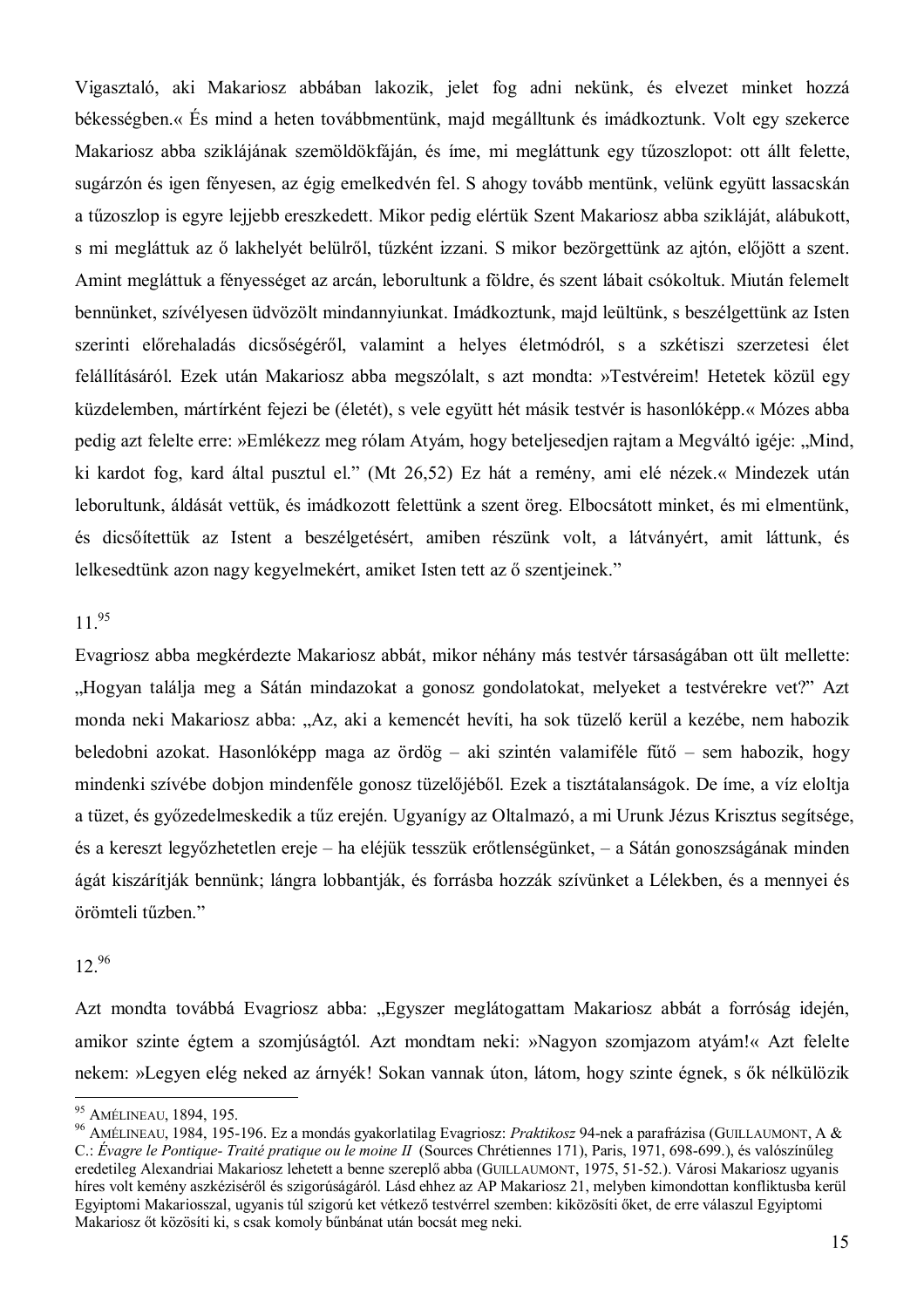Vigasztaló, aki Makariosz abbában lakozik, jelet fog adni nekünk, és elvezet minket hozzá békességben.« És mind a heten továbbmentünk, majd megálltunk és imádkoztunk. Volt egy szekerce Makariosz abba sziklájának szemöldökfáján, és íme, mi megláttunk egy tűzoszlopot: ott állt felette, sugárzón és igen fényesen, az égig emelkedvén fel. S ahogy tovább mentünk, velünk együtt lassacskán a tűzoszlop is egyre lejjebb ereszkedett. Mikor pedig elértük Szent Makariosz abba szikláját, alábukott, s mi megláttuk az ő lakhelyét belülről, tűzként izzani. S mikor bezörgettünk az ajtón, előjött a szent. Amint megláttuk a fényességet az arcán, leborultunk a földre, és szent lábait csókoltuk. Miután felemelt bennünket, szívélyesen üdvözölt mindannyiunkat. Imádkoztunk, majd leültünk, s beszélgettünk az Isten szerinti előrehaladás dicsőségéről, valamint a helyes életmódról, s a szkétiszi szerzetesi élet felállításáról. Ezek után Makariosz abba megszólalt, s azt mondta: »Testvéreim! Hetetek közül egy küzdelemben, mártírként fejezi be (életét), s vele együtt hét másik testvér is hasonlóképp.« Mózes abba pedig azt felelte erre: »Emlékezz meg rólam Atyám, hogy beteljesedjen rajtam a Megváltó igéje: „Mind, ki kardot fog, kard által pusztul el." (Mt 26,52) Ez hát a remény, ami elé nézek.« Mindezek után leborultunk, áldását vettük, és imádkozott felettünk a szent öreg. Elbocsátott minket, és mi elmentünk, és dicsőítettük az Istent a beszélgetésért, amiben részünk volt, a látványért, amit láttunk, és lelkesedtünk azon nagy kegyelmekért, amiket Isten tett az ő szentjeinek."

11.[95]

Evagriosz abba megkérdezte Makariosz abbát, mikor néhány más testvér társaságában ott ült mellette: „Hogyan találja meg a Sátán mindazokat a gonosz gondolatokat, melyeket a testvérekre vet?" Azt monda neki Makariosz abba: „Az, aki a kemencét hevíti, ha sok tüzelő kerül a kezébe, nem habozik beledobni azokat. Hasonlóképp maga az ördög – aki szintén valamiféle fűtő – sem habozik, hogy mindenki szívébe dobjon mindenféle gonosz tüzelőjéből. Ezek a tisztátalanságok. De íme, a víz eloltja a tüzet, és győzedelmeskedik a tűz erején. Ugyanígy az Oltalmazó, a mi Urunk Jézus Krisztus segítsége, és a kereszt legyőzhetetlen ereje – ha eléjük tesszük erőtlenségünket, – a Sátán gonoszságának minden ágát kiszárítják bennünk; lángra lobbantják, és forrásba hozzák szívünket a Lélekben, és a mennyei és örömteli tűzben."

12.[96]

Azt mondta továbbá Evagriosz abba: „Egyszer meglátogattam Makariosz abbát a forróság idején, amikor szinte égtem a szomjúságtól. Azt mondtam neki: »Nagyon szomjazom atyám!« Azt felelte nekem: »Legyen elég neked az árnyék! Sokan vannak úton, látom, hogy szinte égnek, s ők nélkülözik

---

[95] Amélineau, 1894, 195.

[96] Amélineau, 1984, 195-196. Ez a mondás gyakorlatilag Evagriosz: *Praktikosz* 94-nek a parafrázisa (Guillaumont, A & C.: *Évagre le Pontique- Traité pratique ou le moine II* (Sources Chrétiennes 171), Paris, 1971, 698-699.), és valószínűleg eredetileg Alexandriai Makariosz lehetett a benne szereplő abba (Guillaumont, 1975, 51-52.). Városi Makariosz ugyanis híres volt kemény aszkéziséről és szigorúságáról. Lásd ehhez az AP Makariosz 21, melyben kimondottan konfliktusba kerül Egyiptomi Makariosszal, ugyanis túl szigorú ket vétkező testvérrel szemben: kiközösíti őket, de erre válaszul Egyiptomi Makariosz őt közösíti ki, s csak komoly bűnbánat után bocsát meg neki.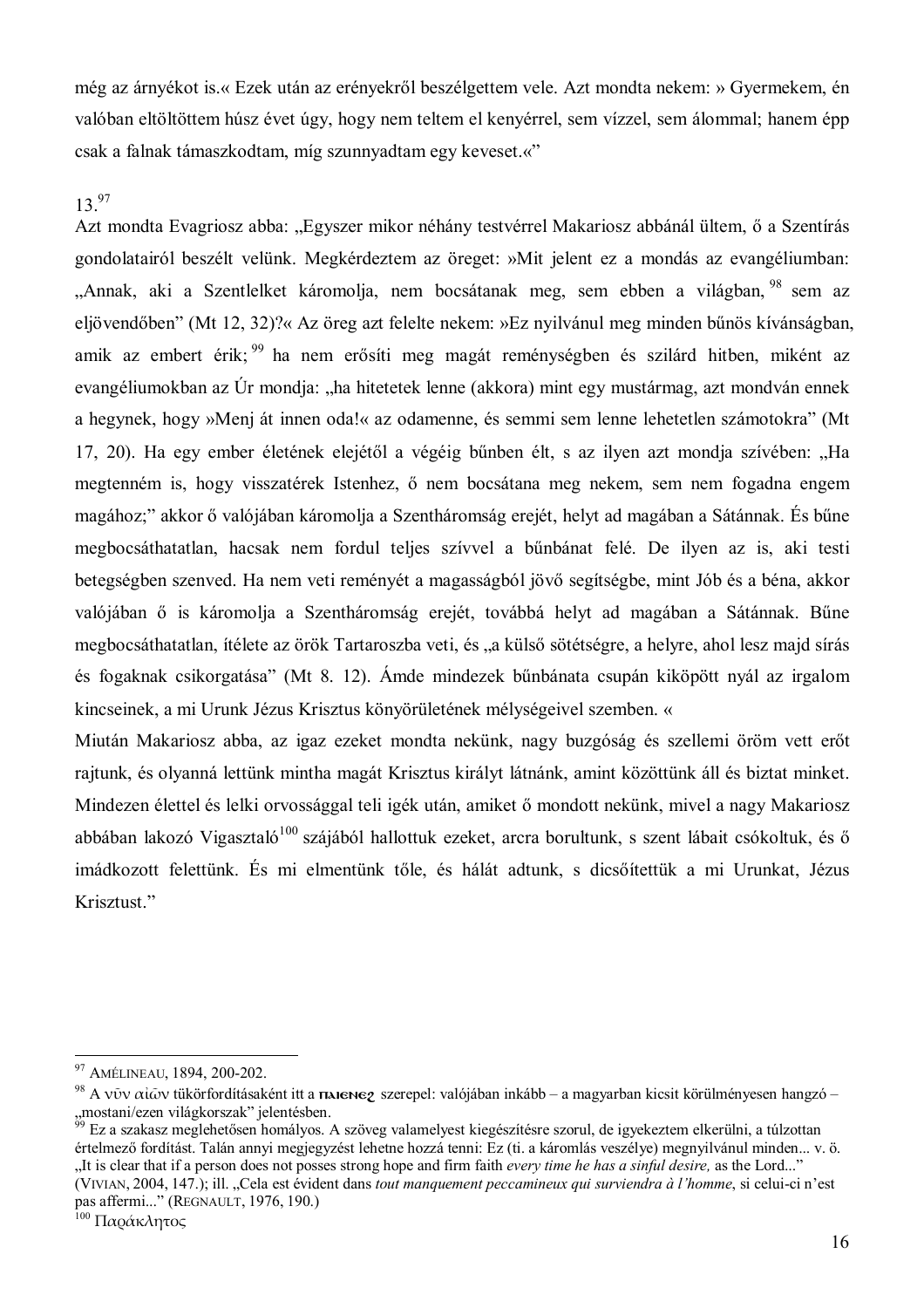még az árnyékot is.« Ezek után az erényekről beszélgettem vele. Azt mondta nekem: » Gyermekem, én valóban eltöltöttem húsz évet úgy, hogy nem teltem el kenyérrel, sem vízzel, sem álommal; hanem épp csak a falnak támaszkodtam, míg szunnyadtam egy keveset.«"

13.[97]

Azt mondta Evagriosz abba: „Egyszer mikor néhány testvérrel Makariosz abbánál ültem, ő a Szentírás gondolatairól beszélt velünk. Megkérdeztem az öreget: »Mit jelent ez a mondás az evangéliumban: „Annak, aki a Szentlelket káromolja, nem bocsátanak meg, sem ebben a világban,[98] sem az eljövendőben" (Mt 12, 32)?« Az öreg azt felelte nekem: »Ez nyilvánul meg minden bűnös kívánságban, amik az embert érik;[99] ha nem erősíti meg magát reménységben és szilárd hitben, miként az evangéliumokban az Úr mondja: „ha hitetetek lenne (akkora) mint egy mustármag, azt mondván ennek a hegynek, hogy »Menj át innen oda!« az odamenne, és semmi sem lenne lehetetlen számotokra" (Mt 17, 20). Ha egy ember életének elejétől a végéig bűnben élt, s az ilyen azt mondja szívében: „Ha megtenném is, hogy visszatérek Istenhez, ő nem bocsátana meg nekem, sem nem fogadna engem magához;" akkor ő valójában káromolja a Szentháromság erejét, helyt ad magában a Sátánnak. És bűne megbocsáthatatlan, hacsak nem fordul teljes szívvel a bűnbánat felé. De ilyen az is, aki testi betegségben szenved. Ha nem veti reményét a magasságból jövő segítségbe, mint Jób és a béna, akkor valójában ő is káromolja a Szentháromság erejét, továbbá helyt ad magában a Sátánnak. Bűne megbocsáthatatlan, ítélete az örök Tartaroszba veti, és „a külső sötétségre, a helyre, ahol lesz majd sírás és fogaknak csikorgatása" (Mt 8. 12). Ámde mindezek bűnbánata csupán kiköpött nyál az irgalom kincseinek, a mi Urunk Jézus Krisztus könyörületének mélységeivel szemben. «

Miután Makariosz abba, az igaz ezeket mondta nekünk, nagy buzgóság és szellemi öröm vett erőt rajtunk, és olyanná lettünk mintha magát Krisztus királyt látnánk, amint közöttünk áll és biztat minket. Mindezen élettel és lelki orvossággal teli igék után, amiket ő mondott nekünk, mivel a nagy Makariosz abbában lakozó Vigasztaló[100] szájából hallottuk ezeket, arcra borultunk, s szent lábait csókoltuk, és ő imádkozott felettünk. És mi elmentünk tőle, és hálát adtunk, s dicsőítettük a mi Urunkat, Jézus Krisztust."

---

[97] AMÉLINEAU, 1894, 200-202.

[98] A νῦν αἰῶν tükörfordításaként itt a ⲡⲁⲓⲉⲛⲉϩ szerepel: valójában inkább – a magyarban kicsit körülményesen hangzó – „mostani/ezen világkorszak" jelentésben.

[99] Ez a szakasz meglehetősen homályos. A szöveg valamelyest kiegészítésre szorul, de igyekeztem elkerülni, a túlzottan értelmező fordítást. Talán annyi megjegyzést lehetne hozzá tenni: Ez (ti. a káromlás veszélye) megnyilvánul minden... v. ö. „It is clear that if a person does not posses strong hope and firm faith *every time he has a sinful desire,* as the Lord..." (VIVIAN, 2004, 147.); ill. „Cela est évident dans *tout manquement peccamineux qui surviendra à l'homme*, si celui-ci n'est pas affermi..." (REGNAULT, 1976, 190.)

[100] Παράκλητος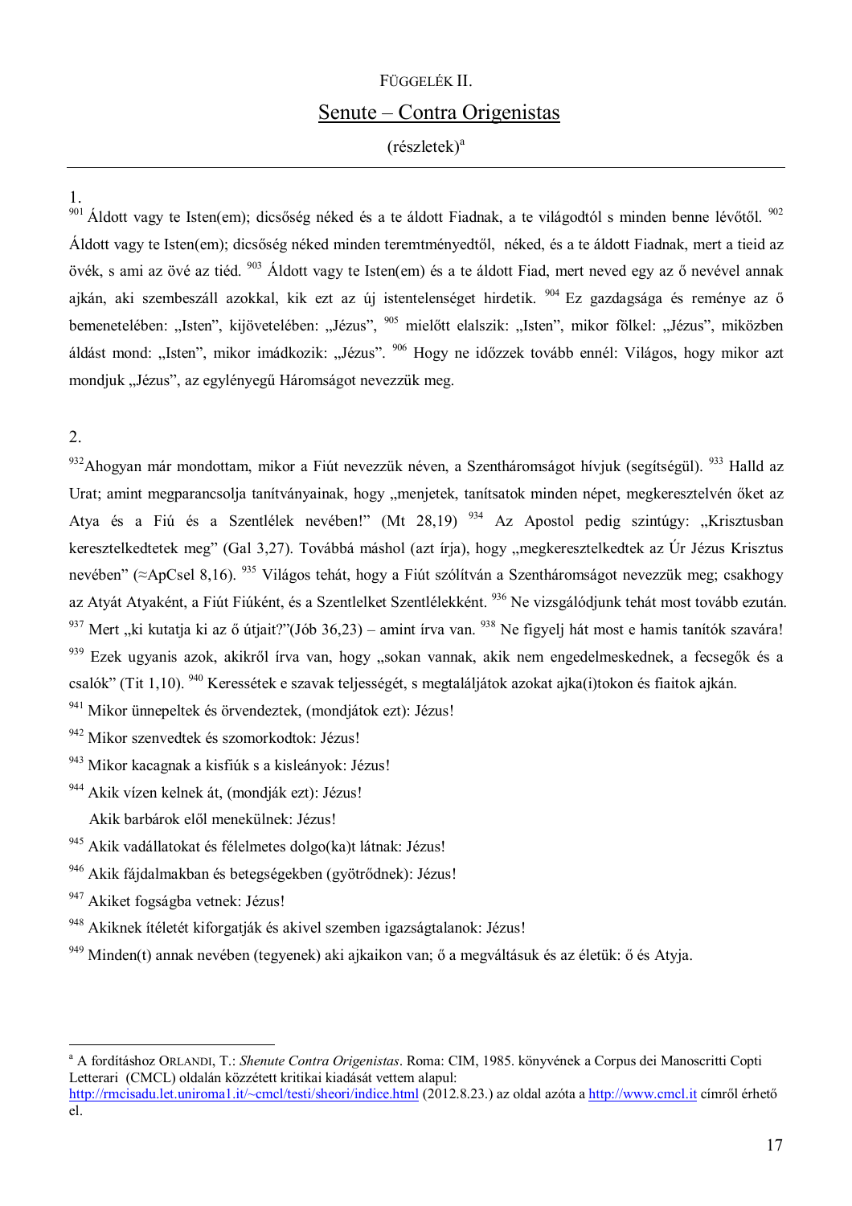FÜGGELÉK II.

# Senute – Contra Origenistas

(részletek)[a]

---

1.

[901] Áldott vagy te Isten(em); dicsőség néked és a te áldott Fiadnak, a te világodtól s minden benne lévőtől. [902] Áldott vagy te Isten(em); dicsőség néked minden teremtményedtől, néked, és a te áldott Fiadnak, mert a tieid az övék, s ami az övé az tiéd. [903] Áldott vagy te Isten(em) és a te áldott Fiad, mert neved egy az ő nevével annak ajkán, aki szembeszáll azokkal, kik ezt az új istentelenséget hirdetik. [904] Ez gazdagsága és reménye az ő bemenetelében: „Isten", kijövetelében: „Jézus", [905] mielőtt elalszik: „Isten", mikor fölkel: „Jézus", miközben áldást mond: „Isten", mikor imádkozik: „Jézus". [906] Hogy ne időzzek tovább ennél: Világos, hogy mikor azt mondjuk „Jézus", az egylényegű Háromságot nevezzük meg.

2.

[932]Ahogyan már mondottam, mikor a Fiút nevezzük néven, a Szentháromságot hívjuk (segítségül). [933] Halld az Urat; amint megparancsolja tanítványainak, hogy „menjetek, tanítsatok minden népet, megkeresztelvén őket az Atya és a Fiú és a Szentlélek nevében!" (Mt 28,19) [934] Az Apostol pedig szintúgy: „Krisztusban keresztelkedtetek meg" (Gal 3,27). Továbbá máshol (azt írja), hogy „megkeresztelkedtek az Úr Jézus Krisztus nevében" (≈ApCsel 8,16). [935] Világos tehát, hogy a Fiút szólítván a Szentháromságot nevezzük meg; csakhogy az Atyát Atyaként, a Fiút Fiúként, és a Szentlelket Szentlélekként. [936] Ne vizsgálódjunk tehát most tovább ezután. [937] Mert „ki kutatja ki az ő útjait?"(Jób 36,23) – amint írva van. [938] Ne figyelj hát most e hamis tanítók szavára! [939] Ezek ugyanis azok, akikről írva van, hogy „sokan vannak, akik nem engedelmeskednek, a fecsegők és a csalók" (Tit 1,10). [940] Keressétek e szavak teljességét, s megtaláljátok azokat ajka(i)tokon és fiaitok ajkán.

[941] Mikor ünnepeltek és örvendeztek, (mondjátok ezt): Jézus!

[942] Mikor szenvedtek és szomorkodtok: Jézus!

[943] Mikor kacagnak a kisfiúk s a kisleányok: Jézus!

[944] Akik vízen kelnek át, (mondják ezt): Jézus!

Akik barbárok elől menekülnek: Jézus!

[945] Akik vadállatokat és félelmetes dolgo(ka)t látnak: Jézus!

[946] Akik fájdalmakban és betegségekben (gyötrődnek): Jézus!

[947] Akiket fogságba vetnek: Jézus!

[948] Akiknek ítéletét kiforgatják és akivel szemben igazságtalanok: Jézus!

[949] Minden(t) annak nevében (tegyenek) aki ajkaikon van; ő a megváltásuk és az életük: ő és Atyja.

---

[a] A fordításhoz ORLANDI, T.: *Shenute Contra Origenistas*. Roma: CIM, 1985. könyvének a Corpus dei Manoscritti Copti Letterari (CMCL) oldalán közzétett kritikai kiadását vettem alapul: http://rmcisadu.let.uniroma1.it/~cmcl/testi/sheori/indice.html (2012.8.23.) az oldal azóta a http://www.cmcl.it címről érhető el.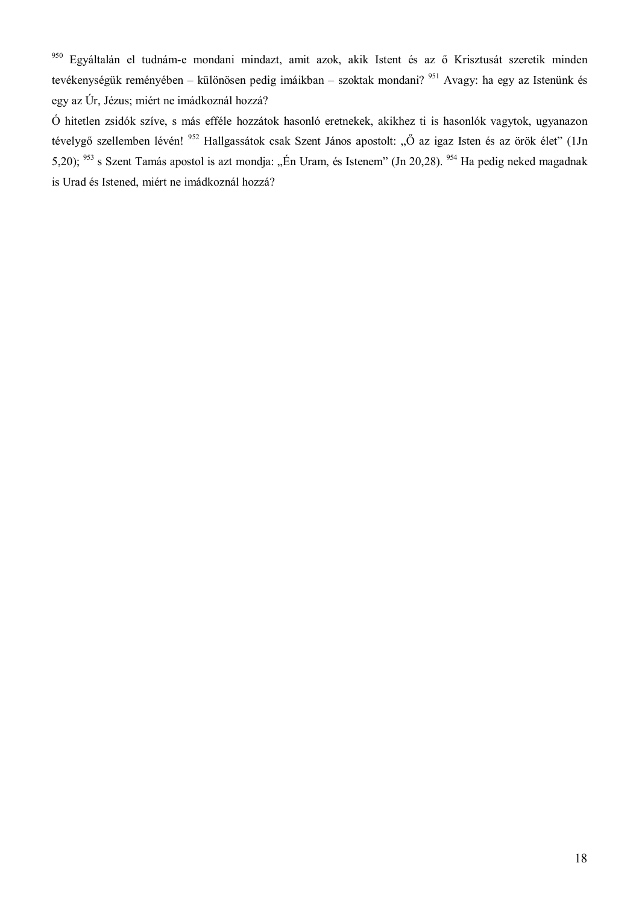[950] Egyáltalán el tudnám-e mondani mindazt, amit azok, akik Istent és az ő Krisztusát szeretik minden tevékenységük reményében – különösen pedig imáikban – szoktak mondani? [951] Avagy: ha egy az Istenünk és egy az Úr, Jézus; miért ne imádkoznál hozzá?

Ó hitetlen zsidók szíve, s más efféle hozzátok hasonló eretnekek, akikhez ti is hasonlók vagytok, ugyanazon tévelygő szellemben lévén! [952] Hallgassátok csak Szent János apostolt: „Ő az igaz Isten és az örök élet" (1Jn 5,20); [953] s Szent Tamás apostol is azt mondja: „Én Uram, és Istenem" (Jn 20,28). [954] Ha pedig neked magadnak is Urad és Istened, miért ne imádkoznál hozzá?